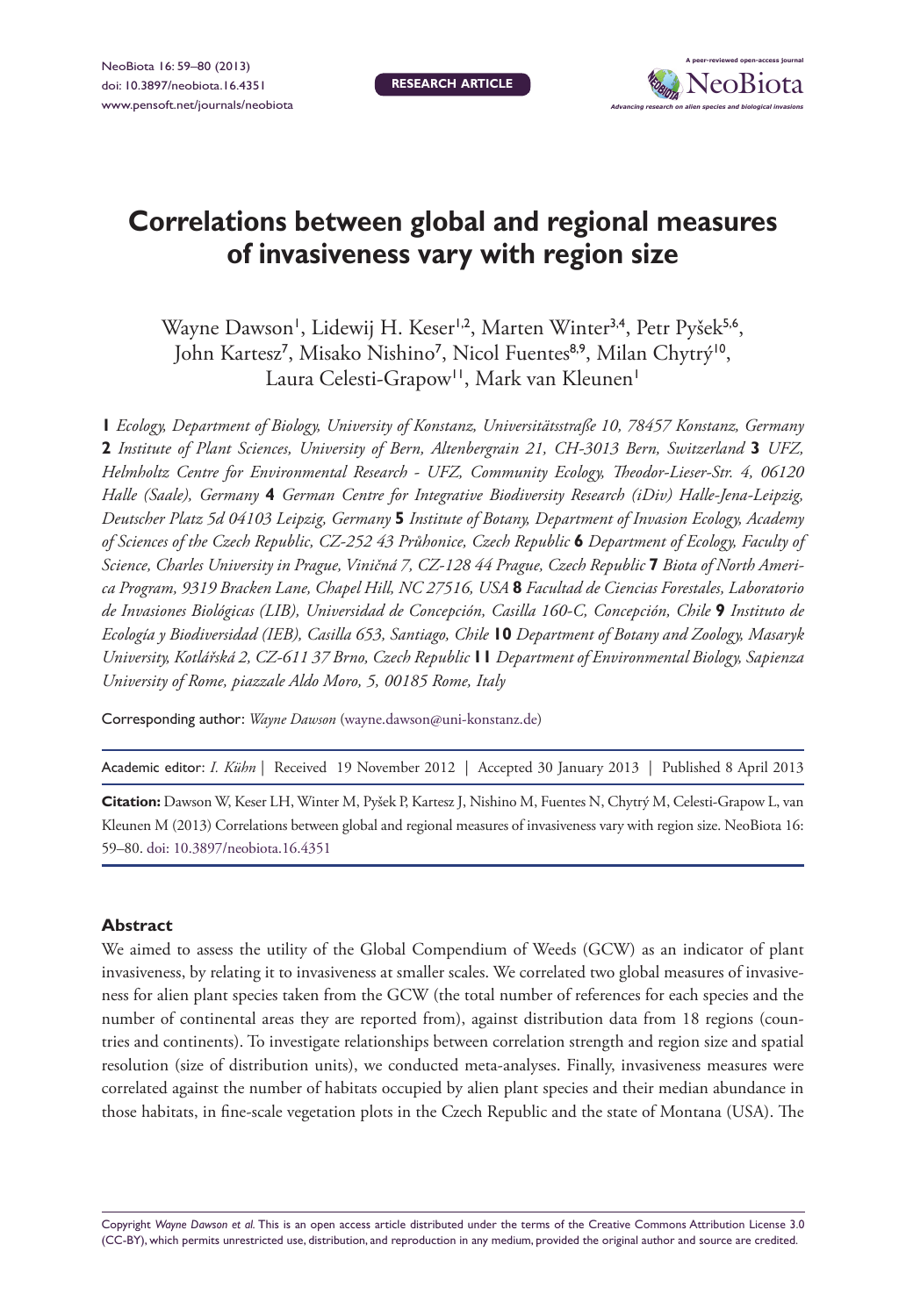RESEARCH ARTICLE

# Correlations between global and regional measures of invasiveness vary with region size

Wayne Dawson[1], Lidewij H. Keser[1,2], Marten Winter[3,4], Petr Pyšek[5,6], John Kartesz[7], Misako Nishino[7], Nicol Fuentes[8,9], Milan Chytrý[10], Laura Celesti-Grapow[11], Mark van Kleunen[1]

**1** *Ecology, Department of Biology, University of Konstanz, Universitätsstraße 10, 78457 Konstanz, Germany* **2** *Institute of Plant Sciences, University of Bern, Altenbergrain 21, CH-3013 Bern, Switzerland* **3** *UFZ, Helmholtz Centre for Environmental Research - UFZ, Community Ecology, Theodor-Lieser-Str. 4, 06120 Halle (Saale), Germany* **4** *German Centre for Integrative Biodiversity Research (iDiv) Halle-Jena-Leipzig, Deutscher Platz 5d 04103 Leipzig, Germany* **5** *Institute of Botany, Department of Invasion Ecology, Academy of Sciences of the Czech Republic, CZ-252 43 Průhonice, Czech Republic* **6** *Department of Ecology, Faculty of Science, Charles University in Prague, Viničná 7, CZ-128 44 Prague, Czech Republic* **7** *Biota of North America Program, 9319 Bracken Lane, Chapel Hill, NC 27516, USA* **8** *Facultad de Ciencias Forestales, Laboratorio de Invasiones Biológicas (LIB), Universidad de Concepción, Casilla 160-C, Concepción, Chile* **9** *Instituto de Ecología y Biodiversidad (IEB), Casilla 653, Santiago, Chile* **10** *Department of Botany and Zoology, Masaryk University, Kotlářská 2, CZ-611 37 Brno, Czech Republic* **11** *Department of Environmental Biology, Sapienza University of Rome, piazzale Aldo Moro, 5, 00185 Rome, Italy*

Corresponding author: *Wayne Dawson* (wayne.dawson@uni-konstanz.de)

Academic editor: *I. Kühn* | Received 19 November 2012 | Accepted 30 January 2013 | Published 8 April 2013

**Citation:** Dawson W, Keser LH, Winter M, Pyšek P, Kartesz J, Nishino M, Fuentes N, Chytrý M, Celesti-Grapow L, van Kleunen M (2013) Correlations between global and regional measures of invasiveness vary with region size. NeoBiota 16: 59–80. doi: 10.3897/neobiota.16.4351

## Abstract

We aimed to assess the utility of the Global Compendium of Weeds (GCW) as an indicator of plant invasiveness, by relating it to invasiveness at smaller scales. We correlated two global measures of invasiveness for alien plant species taken from the GCW (the total number of references for each species and the number of continental areas they are reported from), against distribution data from 18 regions (countries and continents). To investigate relationships between correlation strength and region size and spatial resolution (size of distribution units), we conducted meta-analyses. Finally, invasiveness measures were correlated against the number of habitats occupied by alien plant species and their median abundance in those habitats, in fine-scale vegetation plots in the Czech Republic and the state of Montana (USA). The

Copyright *Wayne Dawson et al.* This is an open access article distributed under the terms of the Creative Commons Attribution License 3.0 (CC-BY), which permits unrestricted use, distribution, and reproduction in any medium, provided the original author and source are credited.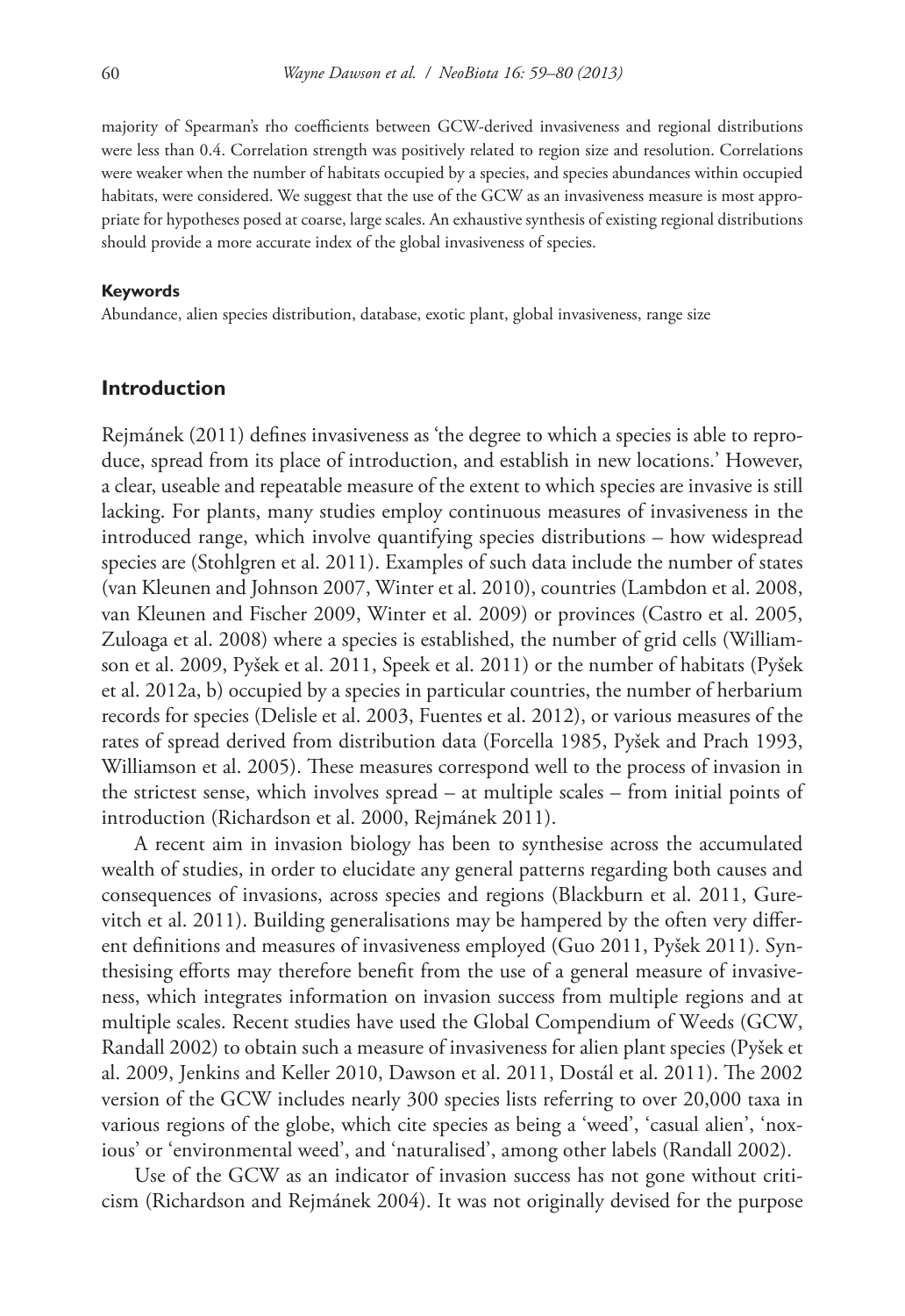majority of Spearman's rho coefficients between GCW-derived invasiveness and regional distributions were less than 0.4. Correlation strength was positively related to region size and resolution. Correlations were weaker when the number of habitats occupied by a species, and species abundances within occupied habitats, were considered. We suggest that the use of the GCW as an invasiveness measure is most appropriate for hypotheses posed at coarse, large scales. An exhaustive synthesis of existing regional distributions should provide a more accurate index of the global invasiveness of species.

#### Keywords

Abundance, alien species distribution, database, exotic plant, global invasiveness, range size

## Introduction

Rejmánek (2011) defines invasiveness as 'the degree to which a species is able to reproduce, spread from its place of introduction, and establish in new locations.' However, a clear, useable and repeatable measure of the extent to which species are invasive is still lacking. For plants, many studies employ continuous measures of invasiveness in the introduced range, which involve quantifying species distributions – how widespread species are (Stohlgren et al. 2011). Examples of such data include the number of states (van Kleunen and Johnson 2007, Winter et al. 2010), countries (Lambdon et al. 2008, van Kleunen and Fischer 2009, Winter et al. 2009) or provinces (Castro et al. 2005, Zuloaga et al. 2008) where a species is established, the number of grid cells (Williamson et al. 2009, Pyšek et al. 2011, Speek et al. 2011) or the number of habitats (Pyšek et al. 2012a, b) occupied by a species in particular countries, the number of herbarium records for species (Delisle et al. 2003, Fuentes et al. 2012), or various measures of the rates of spread derived from distribution data (Forcella 1985, Pyšek and Prach 1993, Williamson et al. 2005). These measures correspond well to the process of invasion in the strictest sense, which involves spread – at multiple scales – from initial points of introduction (Richardson et al. 2000, Rejmánek 2011).

A recent aim in invasion biology has been to synthesise across the accumulated wealth of studies, in order to elucidate any general patterns regarding both causes and consequences of invasions, across species and regions (Blackburn et al. 2011, Gurevitch et al. 2011). Building generalisations may be hampered by the often very different definitions and measures of invasiveness employed (Guo 2011, Pyšek 2011). Synthesising efforts may therefore benefit from the use of a general measure of invasiveness, which integrates information on invasion success from multiple regions and at multiple scales. Recent studies have used the Global Compendium of Weeds (GCW, Randall 2002) to obtain such a measure of invasiveness for alien plant species (Pyšek et al. 2009, Jenkins and Keller 2010, Dawson et al. 2011, Dostál et al. 2011). The 2002 version of the GCW includes nearly 300 species lists referring to over 20,000 taxa in various regions of the globe, which cite species as being a 'weed', 'casual alien', 'noxious' or 'environmental weed', and 'naturalised', among other labels (Randall 2002).

Use of the GCW as an indicator of invasion success has not gone without criticism (Richardson and Rejmánek 2004). It was not originally devised for the purpose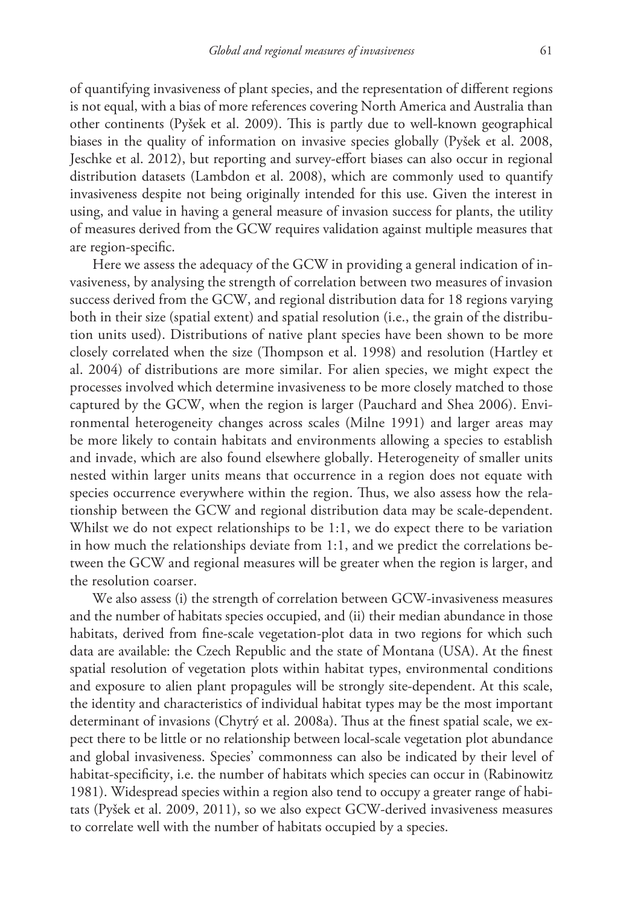of quantifying invasiveness of plant species, and the representation of different regions is not equal, with a bias of more references covering North America and Australia than other continents (Pyšek et al. 2009). This is partly due to well-known geographical biases in the quality of information on invasive species globally (Pyšek et al. 2008, Jeschke et al. 2012), but reporting and survey-effort biases can also occur in regional distribution datasets (Lambdon et al. 2008), which are commonly used to quantify invasiveness despite not being originally intended for this use. Given the interest in using, and value in having a general measure of invasion success for plants, the utility of measures derived from the GCW requires validation against multiple measures that are region-specific.

Here we assess the adequacy of the GCW in providing a general indication of invasiveness, by analysing the strength of correlation between two measures of invasion success derived from the GCW, and regional distribution data for 18 regions varying both in their size (spatial extent) and spatial resolution (i.e., the grain of the distribution units used). Distributions of native plant species have been shown to be more closely correlated when the size (Thompson et al. 1998) and resolution (Hartley et al. 2004) of distributions are more similar. For alien species, we might expect the processes involved which determine invasiveness to be more closely matched to those captured by the GCW, when the region is larger (Pauchard and Shea 2006). Environmental heterogeneity changes across scales (Milne 1991) and larger areas may be more likely to contain habitats and environments allowing a species to establish and invade, which are also found elsewhere globally. Heterogeneity of smaller units nested within larger units means that occurrence in a region does not equate with species occurrence everywhere within the region. Thus, we also assess how the relationship between the GCW and regional distribution data may be scale-dependent. Whilst we do not expect relationships to be 1:1, we do expect there to be variation in how much the relationships deviate from 1:1, and we predict the correlations between the GCW and regional measures will be greater when the region is larger, and the resolution coarser.

We also assess (i) the strength of correlation between GCW-invasiveness measures and the number of habitats species occupied, and (ii) their median abundance in those habitats, derived from fine-scale vegetation-plot data in two regions for which such data are available: the Czech Republic and the state of Montana (USA). At the finest spatial resolution of vegetation plots within habitat types, environmental conditions and exposure to alien plant propagules will be strongly site-dependent. At this scale, the identity and characteristics of individual habitat types may be the most important determinant of invasions (Chytrý et al. 2008a). Thus at the finest spatial scale, we expect there to be little or no relationship between local-scale vegetation plot abundance and global invasiveness. Species' commonness can also be indicated by their level of habitat-specificity, i.e. the number of habitats which species can occur in (Rabinowitz 1981). Widespread species within a region also tend to occupy a greater range of habitats (Pyšek et al. 2009, 2011), so we also expect GCW-derived invasiveness measures to correlate well with the number of habitats occupied by a species.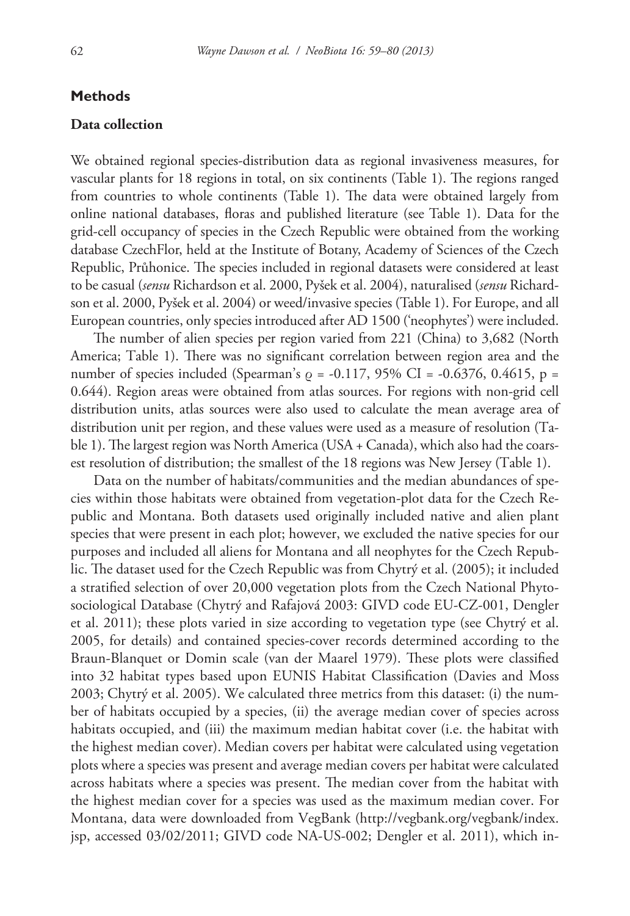## Methods

### Data collection

We obtained regional species-distribution data as regional invasiveness measures, for vascular plants for 18 regions in total, on six continents (Table 1). The regions ranged from countries to whole continents (Table 1). The data were obtained largely from online national databases, floras and published literature (see Table 1). Data for the grid-cell occupancy of species in the Czech Republic were obtained from the working database CzechFlor, held at the Institute of Botany, Academy of Sciences of the Czech Republic, Průhonice. The species included in regional datasets were considered at least to be casual (*sensu* Richardson et al. 2000, Pyšek et al. 2004), naturalised (*sensu* Richardson et al. 2000, Pyšek et al. 2004) or weed/invasive species (Table 1). For Europe, and all European countries, only species introduced after AD 1500 ('neophytes') were included.

The number of alien species per region varied from 221 (China) to 3,682 (North America; Table 1). There was no significant correlation between region area and the number of species included (Spearman's $\varrho$ = -0.117, 95% CI = -0.6376, 0.4615, p = 0.644). Region areas were obtained from atlas sources. For regions with non-grid cell distribution units, atlas sources were also used to calculate the mean average area of distribution unit per region, and these values were used as a measure of resolution (Table 1). The largest region was North America (USA + Canada), which also had the coarsest resolution of distribution; the smallest of the 18 regions was New Jersey (Table 1).

Data on the number of habitats/communities and the median abundances of species within those habitats were obtained from vegetation-plot data for the Czech Republic and Montana. Both datasets used originally included native and alien plant species that were present in each plot; however, we excluded the native species for our purposes and included all aliens for Montana and all neophytes for the Czech Republic. The dataset used for the Czech Republic was from Chytrý et al. (2005); it included a stratified selection of over 20,000 vegetation plots from the Czech National Phytosociological Database (Chytrý and Rafajová 2003: GIVD code EU-CZ-001, Dengler et al. 2011); these plots varied in size according to vegetation type (see Chytrý et al. 2005, for details) and contained species-cover records determined according to the Braun-Blanquet or Domin scale (van der Maarel 1979). These plots were classified into 32 habitat types based upon EUNIS Habitat Classification (Davies and Moss 2003; Chytrý et al. 2005). We calculated three metrics from this dataset: (i) the number of habitats occupied by a species, (ii) the average median cover of species across habitats occupied, and (iii) the maximum median habitat cover (i.e. the habitat with the highest median cover). Median covers per habitat were calculated using vegetation plots where a species was present and average median covers per habitat were calculated across habitats where a species was present. The median cover from the habitat with the highest median cover for a species was used as the maximum median cover. For Montana, data were downloaded from VegBank (http://vegbank.org/vegbank/index.jsp, accessed 03/02/2011; GIVD code NA-US-002; Dengler et al. 2011), which in-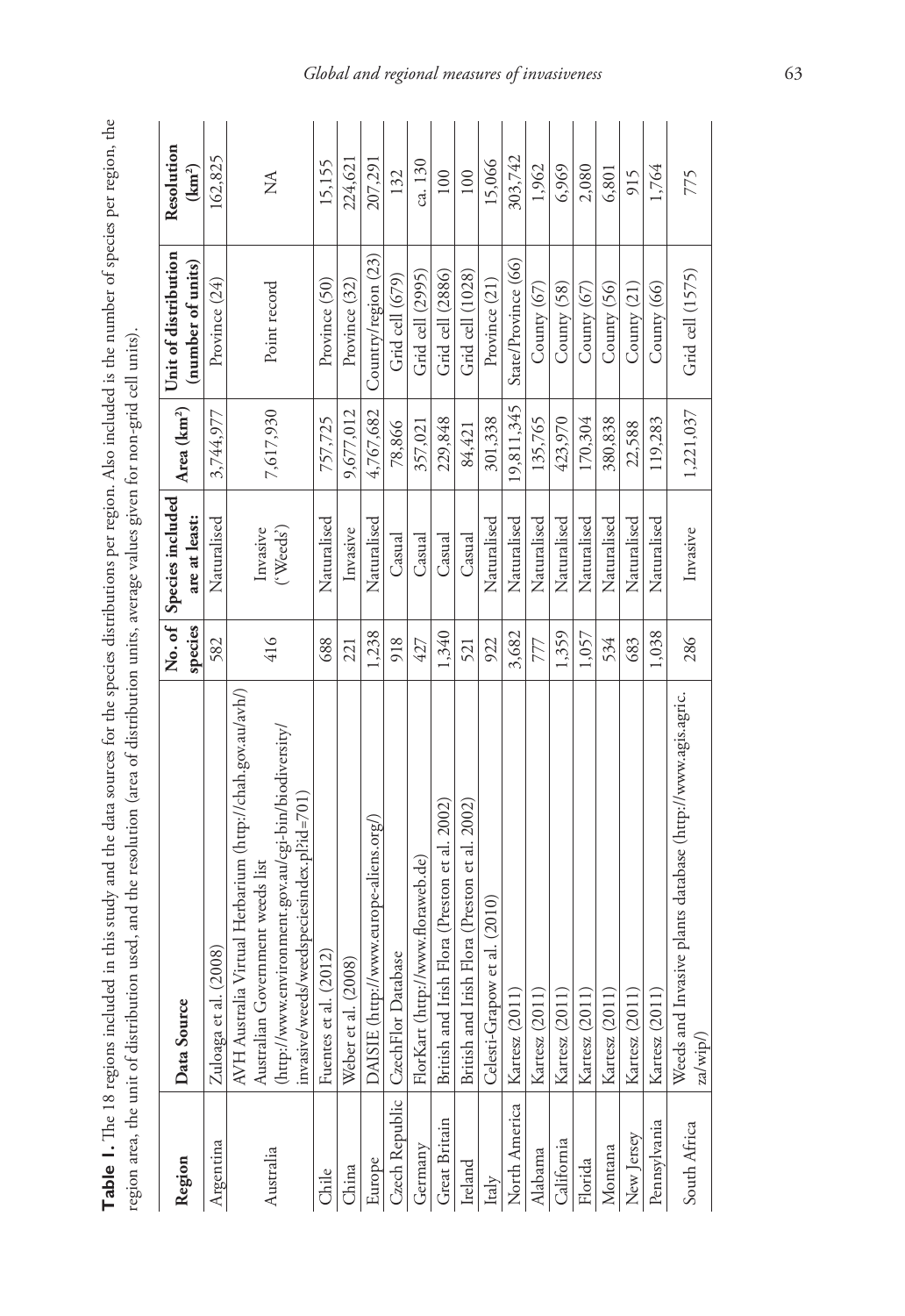**Table 1.** The 18 regions included in this study and the data sources for the species distributions per region. Also included is the number of species per region, the region area, the unit of distribution used, and the resolution (area of distribution units, average values given for non-grid cell units).

| Region | Data Source | No. of species | Species included are at least: | Area (km²) | Unit of distribution (number of units) | Resolution (km²) |
|---|---|---|---|---|---|---|
| Argentina | Zuloaga et al. (2008) | 582 | Naturalised | 3,744,977 | Province (24) | 162,825 |
| Australia | AVH Australia Virtual Herbarium (http://chah.gov.au/avh/) Australian Government weeds list (http://www.environment.gov.au/cgi-bin/biodiversity/invasive/weeds/weedspeciesindex.pl?id=701) | 416 | Invasive ('Weeds') | 7,617,930 | Point record | NA |
| Chile | Fuentes et al. (2012) | 688 | Naturalised | 757,725 | Province (50) | 15,155 |
| China | Weber et al. (2008) | 221 | Invasive | 9,677,012 | Province (32) | 224,621 |
| Europe | DAISIE (http://www.europe-aliens.org/) | 1,238 | Naturalised | 4,767,682 | Country/region (23) | 207,291 |
| Czech Republic | CzechFlor Database | 918 | Casual | 78,866 | Grid cell (679) | 132 |
| Germany | FlorKart (http://www.floraweb.de) | 427 | Casual | 357,021 | Grid cell (2995) | ca. 130 |
| Great Britain | British and Irish Flora (Preston et al. 2002) | 1,340 | Casual | 229,848 | Grid cell (2886) | 100 |
| Ireland | British and Irish Flora (Preston et al. 2002) | 521 | Casual | 84,421 | Grid cell (1028) | 100 |
| Italy | Celesti-Grapow et al. (2010) | 922 | Naturalised | 301,338 | Province (21) | 15,066 |
| North America | Kartesz (2011) | 3,682 | Naturalised | 19,811,345 | State/Province (66) | 303,742 |
| Alabama | Kartesz (2011) | 777 | Naturalised | 135,765 | County (67) | 1,962 |
| California | Kartesz (2011) | 1,359 | Naturalised | 423,970 | County (58) | 6,969 |
| Florida | Kartesz (2011) | 1,057 | Naturalised | 170,304 | County (67) | 2,080 |
| Montana | Kartesz (2011) | 534 | Naturalised | 380,838 | County (56) | 6,801 |
| New Jersey | Kartesz (2011) | 683 | Naturalised | 22,588 | County (21) | 915 |
| Pennsylvania | Kartesz (2011) | 1,038 | Naturalised | 119,283 | County (66) | 1,764 |
| South Africa | Weeds and Invasive plants database (http://www.agis.agric.za/wip/) | 286 | Invasive | 1,221,037 | Grid cell (1575) | 775 |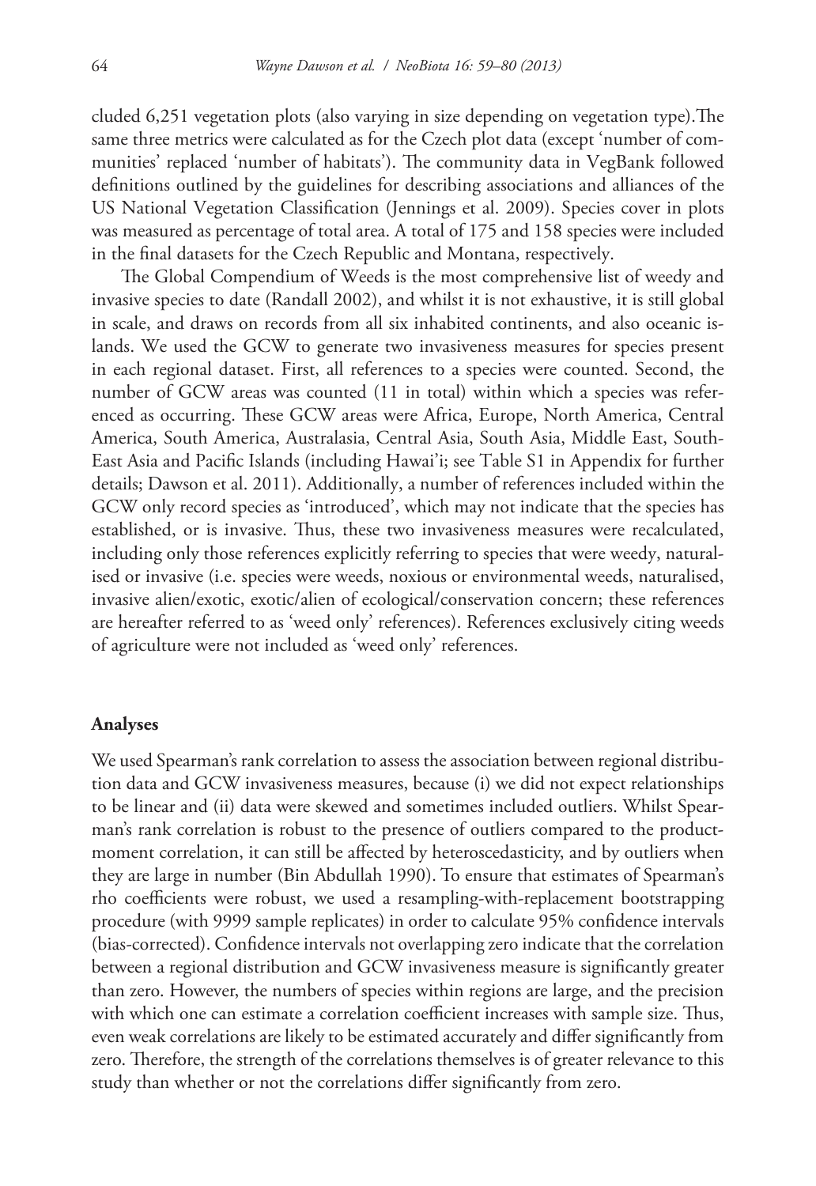cluded 6,251 vegetation plots (also varying in size depending on vegetation type).The same three metrics were calculated as for the Czech plot data (except 'number of communities' replaced 'number of habitats'). The community data in VegBank followed definitions outlined by the guidelines for describing associations and alliances of the US National Vegetation Classification (Jennings et al. 2009). Species cover in plots was measured as percentage of total area. A total of 175 and 158 species were included in the final datasets for the Czech Republic and Montana, respectively.

The Global Compendium of Weeds is the most comprehensive list of weedy and invasive species to date (Randall 2002), and whilst it is not exhaustive, it is still global in scale, and draws on records from all six inhabited continents, and also oceanic islands. We used the GCW to generate two invasiveness measures for species present in each regional dataset. First, all references to a species were counted. Second, the number of GCW areas was counted (11 in total) within which a species was referenced as occurring. These GCW areas were Africa, Europe, North America, Central America, South America, Australasia, Central Asia, South Asia, Middle East, South-East Asia and Pacific Islands (including Hawai'i; see Table S1 in Appendix for further details; Dawson et al. 2011). Additionally, a number of references included within the GCW only record species as 'introduced', which may not indicate that the species has established, or is invasive. Thus, these two invasiveness measures were recalculated, including only those references explicitly referring to species that were weedy, naturalised or invasive (i.e. species were weeds, noxious or environmental weeds, naturalised, invasive alien/exotic, exotic/alien of ecological/conservation concern; these references are hereafter referred to as 'weed only' references). References exclusively citing weeds of agriculture were not included as 'weed only' references.

## Analyses

We used Spearman's rank correlation to assess the association between regional distribution data and GCW invasiveness measures, because (i) we did not expect relationships to be linear and (ii) data were skewed and sometimes included outliers. Whilst Spearman's rank correlation is robust to the presence of outliers compared to the product-moment correlation, it can still be affected by heteroscedasticity, and by outliers when they are large in number (Bin Abdullah 1990). To ensure that estimates of Spearman's rho coefficients were robust, we used a resampling-with-replacement bootstrapping procedure (with 9999 sample replicates) in order to calculate 95% confidence intervals (bias-corrected). Confidence intervals not overlapping zero indicate that the correlation between a regional distribution and GCW invasiveness measure is significantly greater than zero. However, the numbers of species within regions are large, and the precision with which one can estimate a correlation coefficient increases with sample size. Thus, even weak correlations are likely to be estimated accurately and differ significantly from zero. Therefore, the strength of the correlations themselves is of greater relevance to this study than whether or not the correlations differ significantly from zero.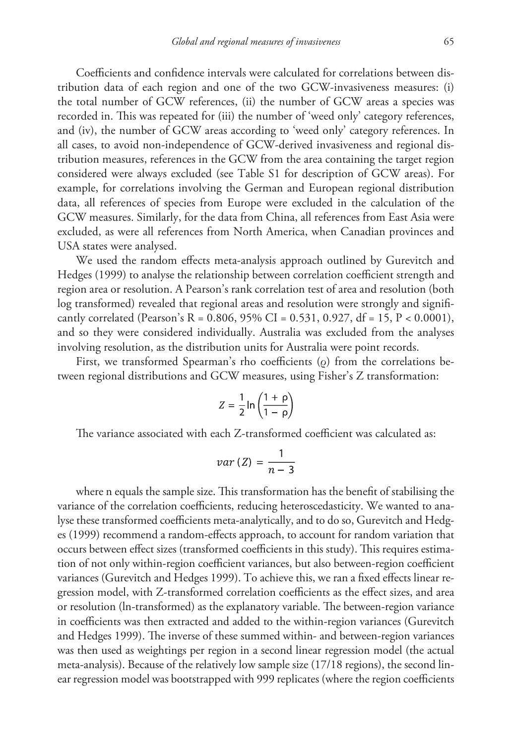Coefficients and confidence intervals were calculated for correlations between distribution data of each region and one of the two GCW-invasiveness measures: (i) the total number of GCW references, (ii) the number of GCW areas a species was recorded in. This was repeated for (iii) the number of 'weed only' category references, and (iv), the number of GCW areas according to 'weed only' category references. In all cases, to avoid non-independence of GCW-derived invasiveness and regional distribution measures, references in the GCW from the area containing the target region considered were always excluded (see Table S1 for description of GCW areas). For example, for correlations involving the German and European regional distribution data, all references of species from Europe were excluded in the calculation of the GCW measures. Similarly, for the data from China, all references from East Asia were excluded, as were all references from North America, when Canadian provinces and USA states were analysed.

We used the random effects meta-analysis approach outlined by Gurevitch and Hedges (1999) to analyse the relationship between correlation coefficient strength and region area or resolution. A Pearson's rank correlation test of area and resolution (both log transformed) revealed that regional areas and resolution were strongly and significantly correlated (Pearson's R = 0.806, 95% CI = 0.531, 0.927, df = 15, P < 0.0001), and so they were considered individually. Australia was excluded from the analyses involving resolution, as the distribution units for Australia were point records.

First, we transformed Spearman's rho coefficients ($\rho$) from the correlations between regional distributions and GCW measures, using Fisher's Z transformation:

$$Z = \frac{1}{2} \ln \left( \frac{1 + \rho}{1 - \rho} \right)$$

The variance associated with each Z-transformed coefficient was calculated as:

$$var(Z) = \frac{1}{n - 3}$$

where n equals the sample size. This transformation has the benefit of stabilising the variance of the correlation coefficients, reducing heteroscedasticity. We wanted to analyse these transformed coefficients meta-analytically, and to do so, Gurevitch and Hedges (1999) recommend a random-effects approach, to account for random variation that occurs between effect sizes (transformed coefficients in this study). This requires estimation of not only within-region coefficient variances, but also between-region coefficient variances (Gurevitch and Hedges 1999). To achieve this, we ran a fixed effects linear regression model, with Z-transformed correlation coefficients as the effect sizes, and area or resolution (ln-transformed) as the explanatory variable. The between-region variance in coefficients was then extracted and added to the within-region variances (Gurevitch and Hedges 1999). The inverse of these summed within- and between-region variances was then used as weightings per region in a second linear regression model (the actual meta-analysis). Because of the relatively low sample size (17/18 regions), the second linear regression model was bootstrapped with 999 replicates (where the region coefficients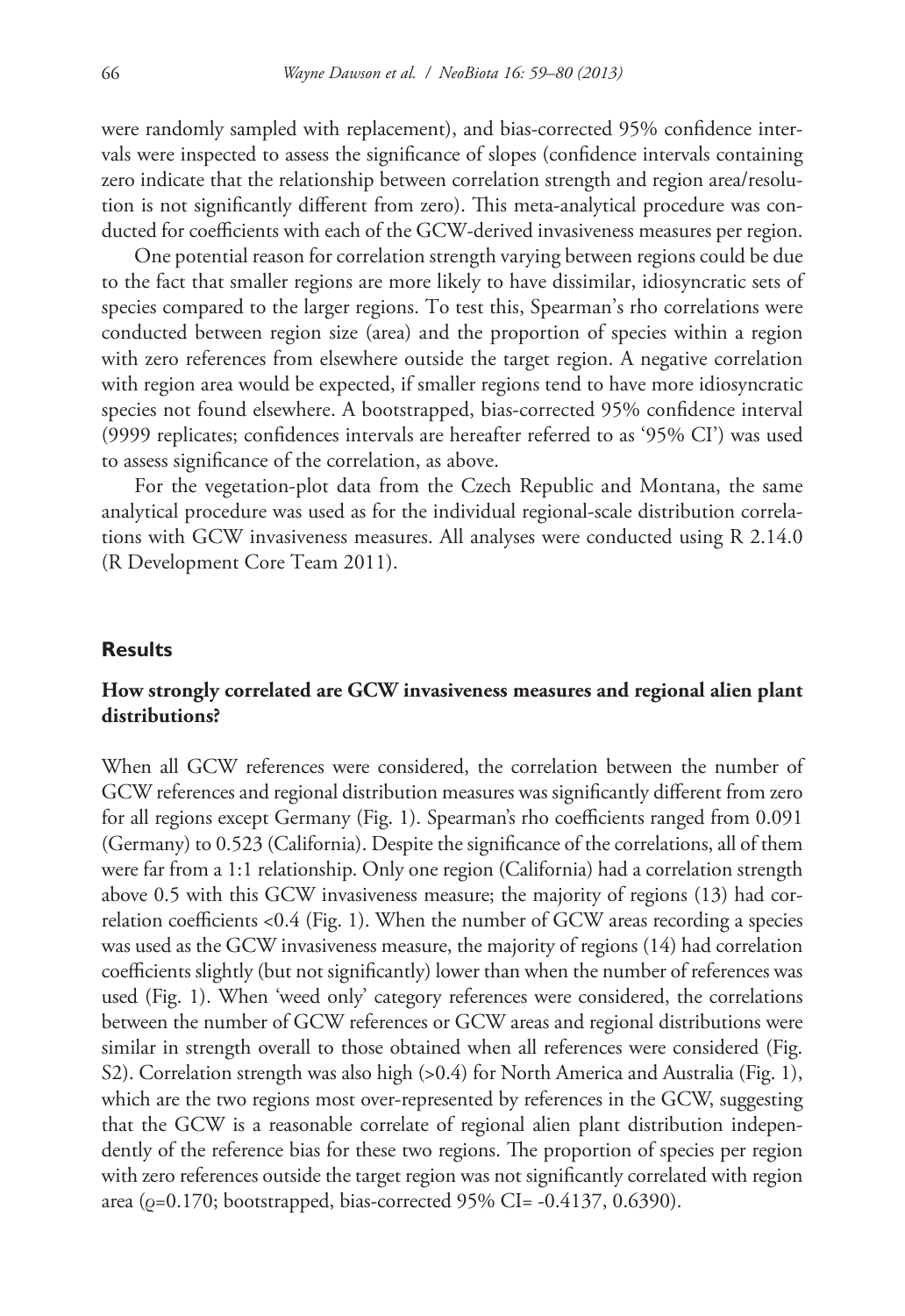were randomly sampled with replacement), and bias-corrected 95% confidence intervals were inspected to assess the significance of slopes (confidence intervals containing zero indicate that the relationship between correlation strength and region area/resolution is not significantly different from zero). This meta-analytical procedure was conducted for coefficients with each of the GCW-derived invasiveness measures per region.

One potential reason for correlation strength varying between regions could be due to the fact that smaller regions are more likely to have dissimilar, idiosyncratic sets of species compared to the larger regions. To test this, Spearman's rho correlations were conducted between region size (area) and the proportion of species within a region with zero references from elsewhere outside the target region. A negative correlation with region area would be expected, if smaller regions tend to have more idiosyncratic species not found elsewhere. A bootstrapped, bias-corrected 95% confidence interval (9999 replicates; confidences intervals are hereafter referred to as '95% CI') was used to assess significance of the correlation, as above.

For the vegetation-plot data from the Czech Republic and Montana, the same analytical procedure was used as for the individual regional-scale distribution correlations with GCW invasiveness measures. All analyses were conducted using R 2.14.0 (R Development Core Team 2011).

## Results

### How strongly correlated are GCW invasiveness measures and regional alien plant distributions?

When all GCW references were considered, the correlation between the number of GCW references and regional distribution measures was significantly different from zero for all regions except Germany (Fig. 1). Spearman's rho coefficients ranged from 0.091 (Germany) to 0.523 (California). Despite the significance of the correlations, all of them were far from a 1:1 relationship. Only one region (California) had a correlation strength above 0.5 with this GCW invasiveness measure; the majority of regions (13) had correlation coefficients <0.4 (Fig. 1). When the number of GCW areas recording a species was used as the GCW invasiveness measure, the majority of regions (14) had correlation coefficients slightly (but not significantly) lower than when the number of references was used (Fig. 1). When 'weed only' category references were considered, the correlations between the number of GCW references or GCW areas and regional distributions were similar in strength overall to those obtained when all references were considered (Fig. S2). Correlation strength was also high (>0.4) for North America and Australia (Fig. 1), which are the two regions most over-represented by references in the GCW, suggesting that the GCW is a reasonable correlate of regional alien plant distribution independently of the reference bias for these two regions. The proportion of species per region with zero references outside the target region was not significantly correlated with region area ($\varrho$=0.170; bootstrapped, bias-corrected 95% CI= -0.4137, 0.6390).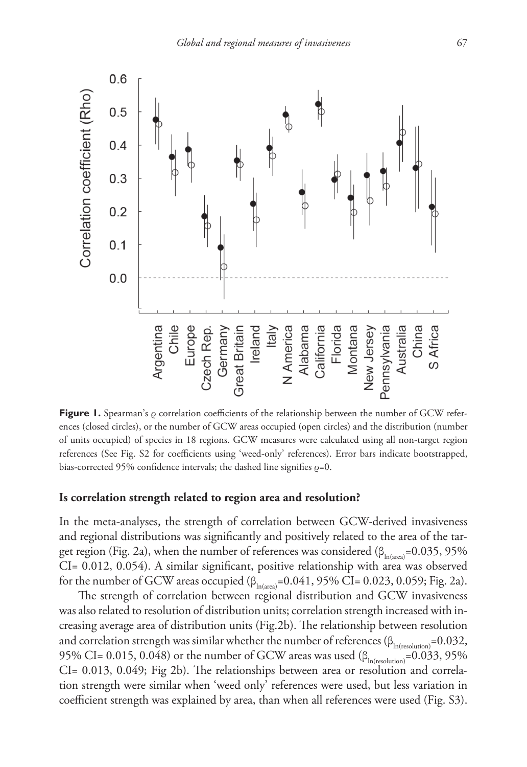**Figure 1.** Spearman's $\varrho$ correlation coefficients of the relationship between the number of GCW references (closed circles), or the number of GCW areas occupied (open circles) and the distribution (number of units occupied) of species in 18 regions. GCW measures were calculated using all non-target region references (See Fig. S2 for coefficients using 'weed-only' references). Error bars indicate bootstrapped, bias-corrected 95% confidence intervals; the dashed line signifies $\varrho$=0.

### Is correlation strength related to region area and resolution?

In the meta-analyses, the strength of correlation between GCW-derived invasiveness and regional distributions was significantly and positively related to the area of the target region (Fig. 2a), when the number of references was considered ($\beta_{ln(area)}$=0.035, 95% CI= 0.012, 0.054). A similar significant, positive relationship with area was observed for the number of GCW areas occupied ($\beta_{ln(area)}$=0.041, 95% CI= 0.023, 0.059; Fig. 2a).

The strength of correlation between regional distribution and GCW invasiveness was also related to resolution of distribution units; correlation strength increased with increasing average area of distribution units (Fig.2b). The relationship between resolution and correlation strength was similar whether the number of references ($\beta_{ln(resolution)}$=0.032, 95% CI= 0.015, 0.048) or the number of GCW areas was used ($\beta_{ln(resolution)}$=0.033, 95% CI= 0.013, 0.049; Fig 2b). The relationships between area or resolution and correlation strength were similar when 'weed only' references were used, but less variation in coefficient strength was explained by area, than when all references were used (Fig. S3).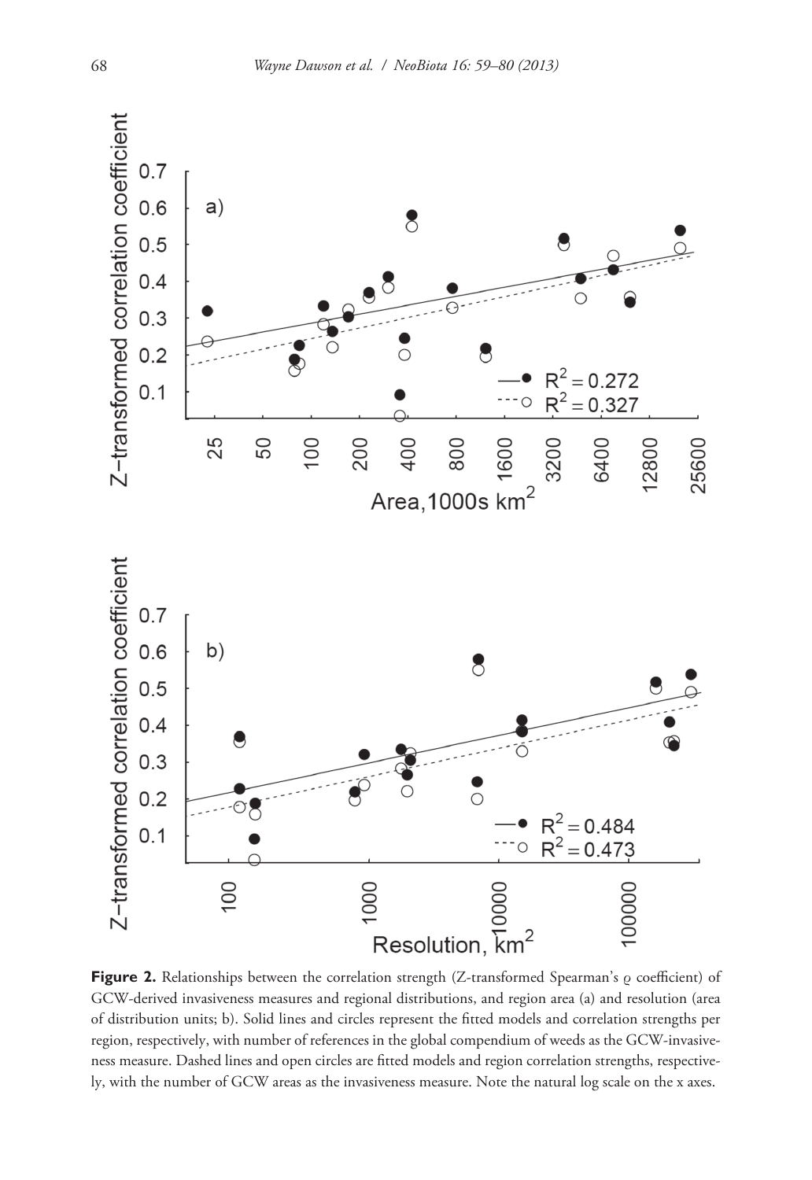Figure 2. Relationships between the correlation strength (Z-transformed Spearman's ϱ coefficient) of GCW-derived invasiveness measures and regional distributions, and region area (a) and resolution (area of distribution units; b). Solid lines and circles represent the fitted models and correlation strengths per region, respectively, with number of references in the global compendium of weeds as the GCW-invasiveness measure. Dashed lines and open circles are fitted models and region correlation strengths, respectively, with the number of GCW areas as the invasiveness measure. Note the natural log scale on the x axes.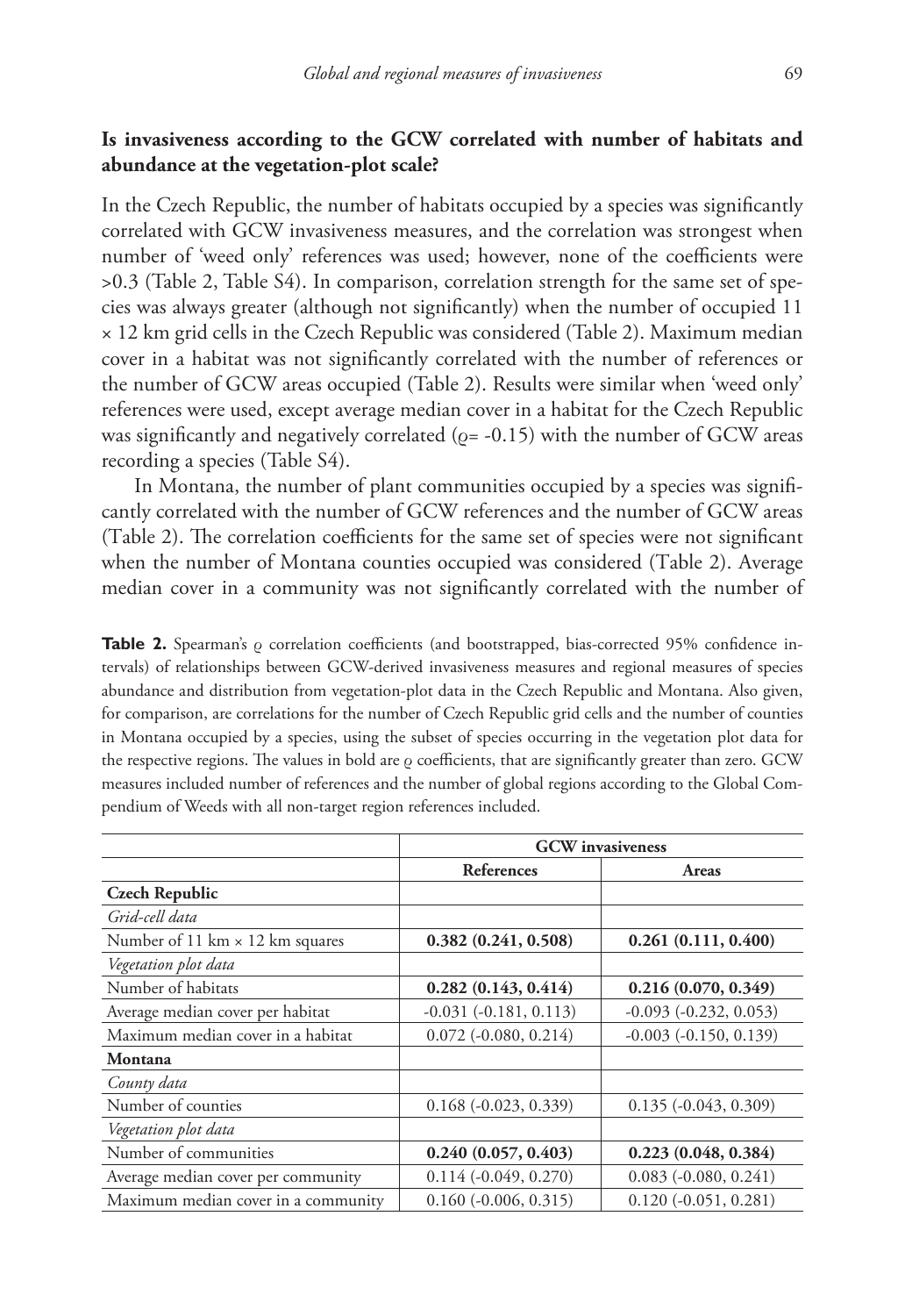### Is invasiveness according to the GCW correlated with number of habitats and abundance at the vegetation-plot scale?

In the Czech Republic, the number of habitats occupied by a species was significantly correlated with GCW invasiveness measures, and the correlation was strongest when number of 'weed only' references was used; however, none of the coefficients were >0.3 (Table 2, Table S4). In comparison, correlation strength for the same set of species was always greater (although not significantly) when the number of occupied 11 × 12 km grid cells in the Czech Republic was considered (Table 2). Maximum median cover in a habitat was not significantly correlated with the number of references or the number of GCW areas occupied (Table 2). Results were similar when 'weed only' references were used, except average median cover in a habitat for the Czech Republic was significantly and negatively correlated ($\varrho$= -0.15) with the number of GCW areas recording a species (Table S4).

In Montana, the number of plant communities occupied by a species was significantly correlated with the number of GCW references and the number of GCW areas (Table 2). The correlation coefficients for the same set of species were not significant when the number of Montana counties occupied was considered (Table 2). Average median cover in a community was not significantly correlated with the number of

**Table 2.** Spearman's $\varrho$ correlation coefficients (and bootstrapped, bias-corrected 95% confidence intervals) of relationships between GCW-derived invasiveness measures and regional measures of species abundance and distribution from vegetation-plot data in the Czech Republic and Montana. Also given, for comparison, are correlations for the number of Czech Republic grid cells and the number of counties in Montana occupied by a species, using the subset of species occurring in the vegetation plot data for the respective regions. The values in bold are $\varrho$ coefficients, that are significantly greater than zero. GCW measures included number of references and the number of global regions according to the Global Compendium of Weeds with all non-target region references included.

| | **GCW invasiveness** | |
|---|---|---|
| | **References** | **Areas** |
| **Czech Republic** | | |
| *Grid-cell data* | | |
| Number of 11 km × 12 km squares | **0.382 (0.241, 0.508)** | **0.261 (0.111, 0.400)** |
| *Vegetation plot data* | | |
| Number of habitats | **0.282 (0.143, 0.414)** | **0.216 (0.070, 0.349)** |
| Average median cover per habitat | -0.031 (-0.181, 0.113) | -0.093 (-0.232, 0.053) |
| Maximum median cover in a habitat | 0.072 (-0.080, 0.214) | -0.003 (-0.150, 0.139) |
| **Montana** | | |
| *County data* | | |
| Number of counties | 0.168 (-0.023, 0.339) | 0.135 (-0.043, 0.309) |
| *Vegetation plot data* | | |
| Number of communities | **0.240 (0.057, 0.403)** | **0.223 (0.048, 0.384)** |
| Average median cover per community | 0.114 (-0.049, 0.270) | 0.083 (-0.080, 0.241) |
| Maximum median cover in a community | 0.160 (-0.006, 0.315) | 0.120 (-0.051, 0.281) |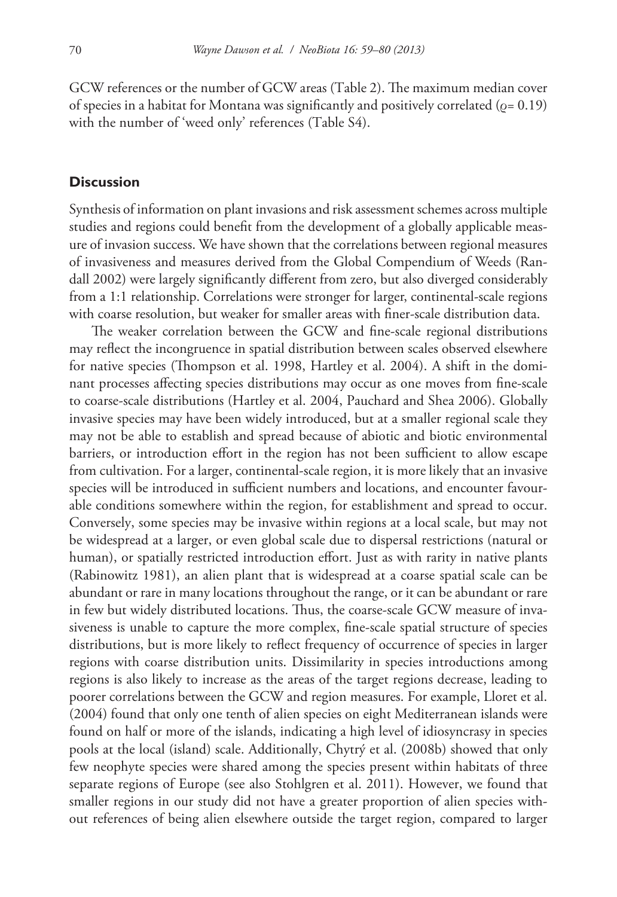GCW references or the number of GCW areas (Table 2). The maximum median cover of species in a habitat for Montana was significantly and positively correlated ($\rho$= 0.19) with the number of 'weed only' references (Table S4).

## Discussion

Synthesis of information on plant invasions and risk assessment schemes across multiple studies and regions could benefit from the development of a globally applicable measure of invasion success. We have shown that the correlations between regional measures of invasiveness and measures derived from the Global Compendium of Weeds (Randall 2002) were largely significantly different from zero, but also diverged considerably from a 1:1 relationship. Correlations were stronger for larger, continental-scale regions with coarse resolution, but weaker for smaller areas with finer-scale distribution data.

The weaker correlation between the GCW and fine-scale regional distributions may reflect the incongruence in spatial distribution between scales observed elsewhere for native species (Thompson et al. 1998, Hartley et al. 2004). A shift in the dominant processes affecting species distributions may occur as one moves from fine-scale to coarse-scale distributions (Hartley et al. 2004, Pauchard and Shea 2006). Globally invasive species may have been widely introduced, but at a smaller regional scale they may not be able to establish and spread because of abiotic and biotic environmental barriers, or introduction effort in the region has not been sufficient to allow escape from cultivation. For a larger, continental-scale region, it is more likely that an invasive species will be introduced in sufficient numbers and locations, and encounter favourable conditions somewhere within the region, for establishment and spread to occur. Conversely, some species may be invasive within regions at a local scale, but may not be widespread at a larger, or even global scale due to dispersal restrictions (natural or human), or spatially restricted introduction effort. Just as with rarity in native plants (Rabinowitz 1981), an alien plant that is widespread at a coarse spatial scale can be abundant or rare in many locations throughout the range, or it can be abundant or rare in few but widely distributed locations. Thus, the coarse-scale GCW measure of invasiveness is unable to capture the more complex, fine-scale spatial structure of species distributions, but is more likely to reflect frequency of occurrence of species in larger regions with coarse distribution units. Dissimilarity in species introductions among regions is also likely to increase as the areas of the target regions decrease, leading to poorer correlations between the GCW and region measures. For example, Lloret et al. (2004) found that only one tenth of alien species on eight Mediterranean islands were found on half or more of the islands, indicating a high level of idiosyncrasy in species pools at the local (island) scale. Additionally, Chytrý et al. (2008b) showed that only few neophyte species were shared among the species present within habitats of three separate regions of Europe (see also Stohlgren et al. 2011). However, we found that smaller regions in our study did not have a greater proportion of alien species without references of being alien elsewhere outside the target region, compared to larger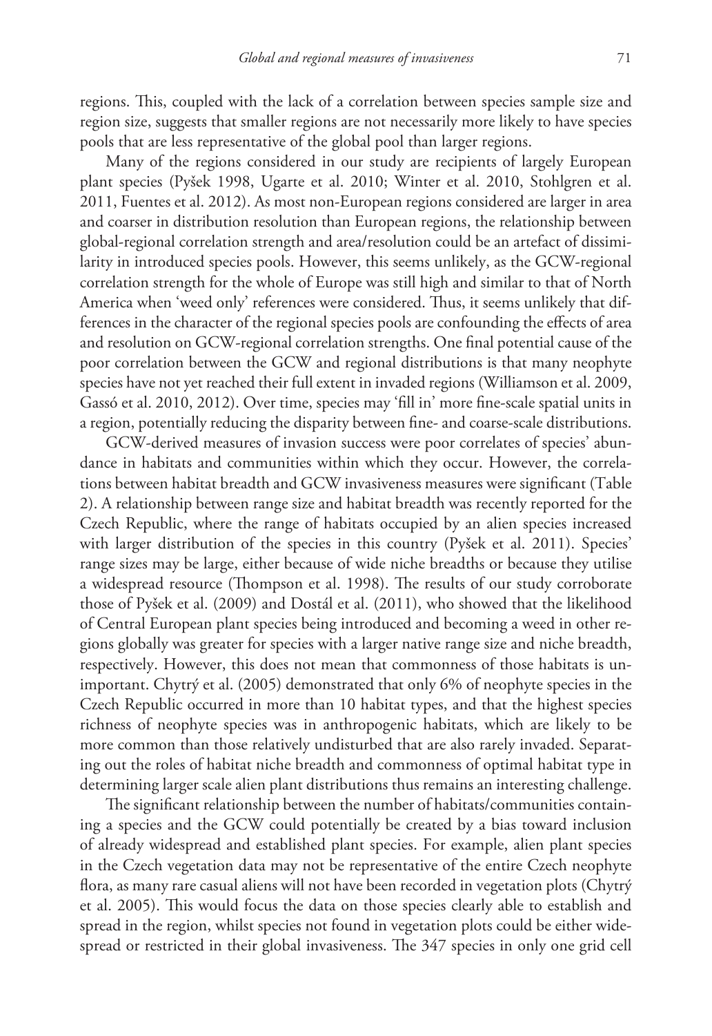regions. This, coupled with the lack of a correlation between species sample size and region size, suggests that smaller regions are not necessarily more likely to have species pools that are less representative of the global pool than larger regions.

Many of the regions considered in our study are recipients of largely European plant species (Pyšek 1998, Ugarte et al. 2010; Winter et al. 2010, Stohlgren et al. 2011, Fuentes et al. 2012). As most non-European regions considered are larger in area and coarser in distribution resolution than European regions, the relationship between global-regional correlation strength and area/resolution could be an artefact of dissimilarity in introduced species pools. However, this seems unlikely, as the GCW-regional correlation strength for the whole of Europe was still high and similar to that of North America when 'weed only' references were considered. Thus, it seems unlikely that differences in the character of the regional species pools are confounding the effects of area and resolution on GCW-regional correlation strengths. One final potential cause of the poor correlation between the GCW and regional distributions is that many neophyte species have not yet reached their full extent in invaded regions (Williamson et al. 2009, Gassó et al. 2010, 2012). Over time, species may 'fill in' more fine-scale spatial units in a region, potentially reducing the disparity between fine- and coarse-scale distributions.

GCW-derived measures of invasion success were poor correlates of species' abundance in habitats and communities within which they occur. However, the correlations between habitat breadth and GCW invasiveness measures were significant (Table 2). A relationship between range size and habitat breadth was recently reported for the Czech Republic, where the range of habitats occupied by an alien species increased with larger distribution of the species in this country (Pyšek et al. 2011). Species' range sizes may be large, either because of wide niche breadths or because they utilise a widespread resource (Thompson et al. 1998). The results of our study corroborate those of Pyšek et al. (2009) and Dostál et al. (2011), who showed that the likelihood of Central European plant species being introduced and becoming a weed in other regions globally was greater for species with a larger native range size and niche breadth, respectively. However, this does not mean that commonness of those habitats is unimportant. Chytrý et al. (2005) demonstrated that only 6% of neophyte species in the Czech Republic occurred in more than 10 habitat types, and that the highest species richness of neophyte species was in anthropogenic habitats, which are likely to be more common than those relatively undisturbed that are also rarely invaded. Separating out the roles of habitat niche breadth and commonness of optimal habitat type in determining larger scale alien plant distributions thus remains an interesting challenge.

The significant relationship between the number of habitats/communities containing a species and the GCW could potentially be created by a bias toward inclusion of already widespread and established plant species. For example, alien plant species in the Czech vegetation data may not be representative of the entire Czech neophyte flora, as many rare casual aliens will not have been recorded in vegetation plots (Chytrý et al. 2005). This would focus the data on those species clearly able to establish and spread in the region, whilst species not found in vegetation plots could be either widespread or restricted in their global invasiveness. The 347 species in only one grid cell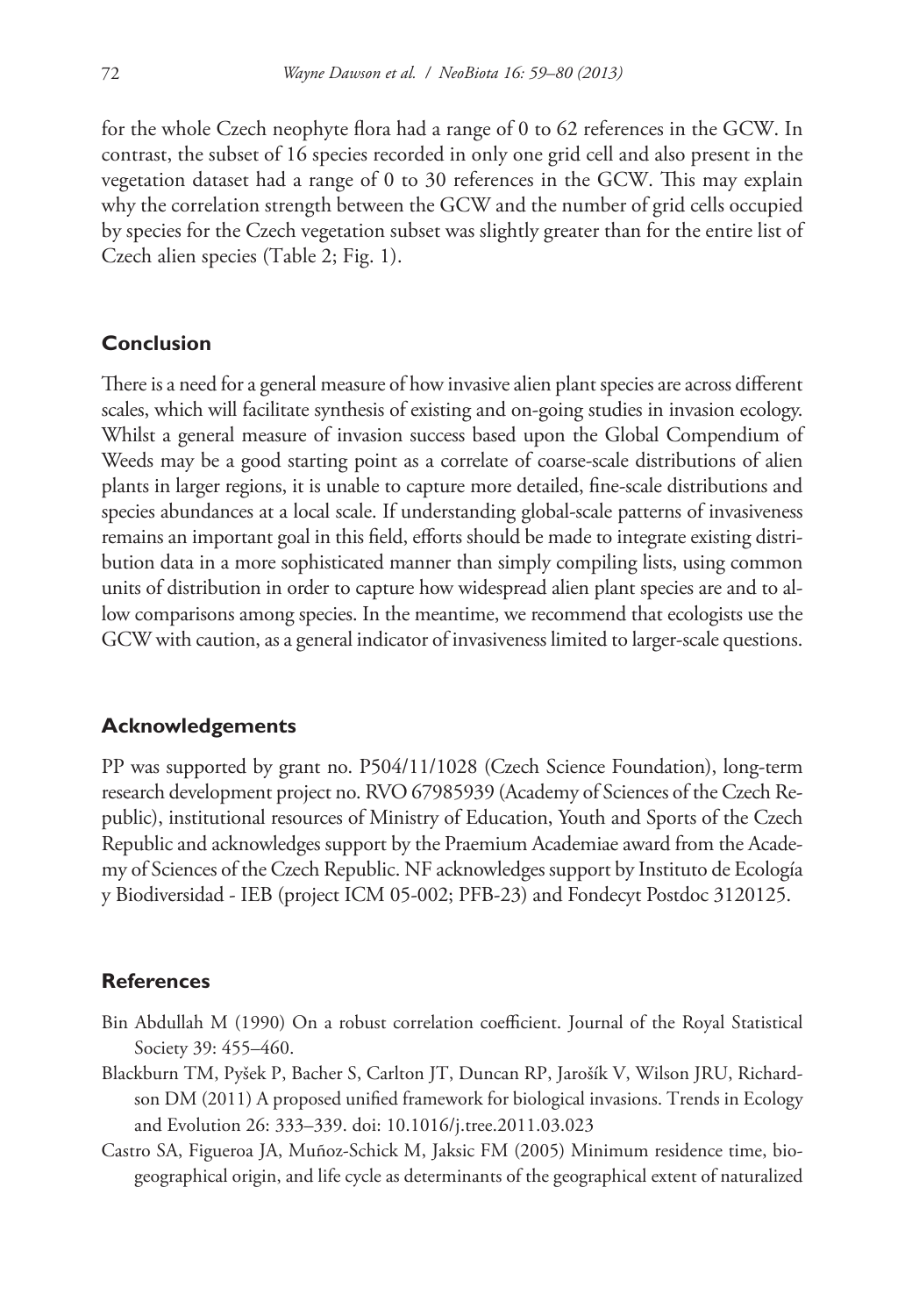for the whole Czech neophyte flora had a range of 0 to 62 references in the GCW. In contrast, the subset of 16 species recorded in only one grid cell and also present in the vegetation dataset had a range of 0 to 30 references in the GCW. This may explain why the correlation strength between the GCW and the number of grid cells occupied by species for the Czech vegetation subset was slightly greater than for the entire list of Czech alien species (Table 2; Fig. 1).

## Conclusion

There is a need for a general measure of how invasive alien plant species are across different scales, which will facilitate synthesis of existing and on-going studies in invasion ecology. Whilst a general measure of invasion success based upon the Global Compendium of Weeds may be a good starting point as a correlate of coarse-scale distributions of alien plants in larger regions, it is unable to capture more detailed, fine-scale distributions and species abundances at a local scale. If understanding global-scale patterns of invasiveness remains an important goal in this field, efforts should be made to integrate existing distribution data in a more sophisticated manner than simply compiling lists, using common units of distribution in order to capture how widespread alien plant species are and to allow comparisons among species. In the meantime, we recommend that ecologists use the GCW with caution, as a general indicator of invasiveness limited to larger-scale questions.

## Acknowledgements

PP was supported by grant no. P504/11/1028 (Czech Science Foundation), long-term research development project no. RVO 67985939 (Academy of Sciences of the Czech Republic), institutional resources of Ministry of Education, Youth and Sports of the Czech Republic and acknowledges support by the Praemium Academiae award from the Academy of Sciences of the Czech Republic. NF acknowledges support by Instituto de Ecología y Biodiversidad - IEB (project ICM 05-002; PFB-23) and Fondecyt Postdoc 3120125.

## References

Bin Abdullah M (1990) On a robust correlation coefficient. Journal of the Royal Statistical Society 39: 455–460.

Blackburn TM, Pyšek P, Bacher S, Carlton JT, Duncan RP, Jarošík V, Wilson JRU, Richardson DM (2011) A proposed unified framework for biological invasions. Trends in Ecology and Evolution 26: 333–339. doi: 10.1016/j.tree.2011.03.023

Castro SA, Figueroa JA, Muñoz-Schick M, Jaksic FM (2005) Minimum residence time, biogeographical origin, and life cycle as determinants of the geographical extent of naturalized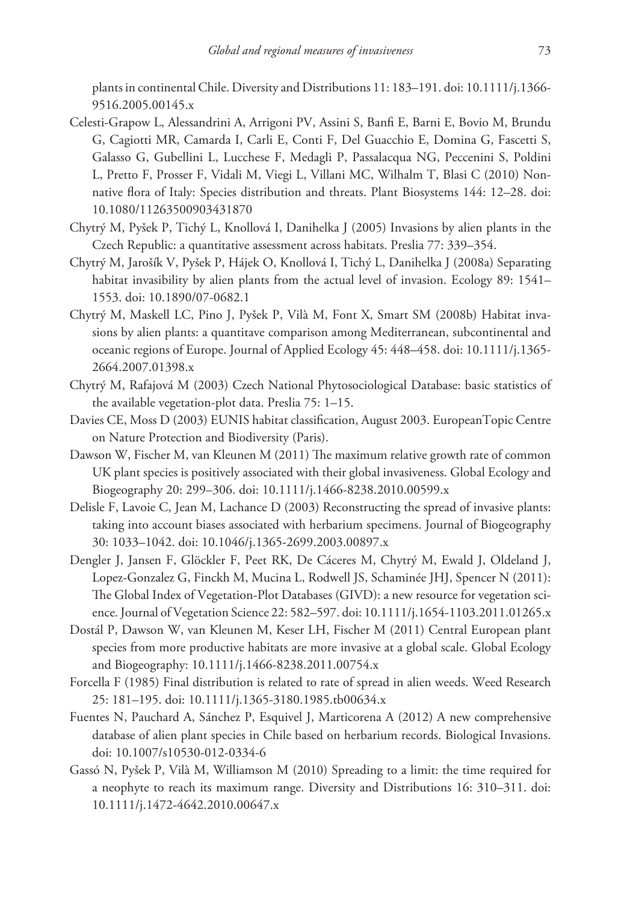plants in continental Chile. Diversity and Distributions 11: 183–191. doi: 10.1111/j.1366-9516.2005.00145.x

Celesti-Grapow L, Alessandrini A, Arrigoni PV, Assini S, Banfi E, Barni E, Bovio M, Brundu G, Cagiotti MR, Camarda I, Carli E, Conti F, Del Guacchio E, Domina G, Fascetti S, Galasso G, Gubellini L, Lucchese F, Medagli P, Passalacqua NG, Peccenini S, Poldini L, Pretto F, Prosser F, Vidali M, Viegi L, Villani MC, Wilhalm T, Blasi C (2010) Non-native flora of Italy: Species distribution and threats. Plant Biosystems 144: 12–28. doi: 10.1080/11263500903431870

Chytrý M, Pyšek P, Tichý L, Knollová I, Danihelka J (2005) Invasions by alien plants in the Czech Republic: a quantitative assessment across habitats. Preslia 77: 339–354.

Chytrý M, Jarošík V, Pyšek P, Hájek O, Knollová I, Tichý L, Danihelka J (2008a) Separating habitat invasibility by alien plants from the actual level of invasion. Ecology 89: 1541–1553. doi: 10.1890/07-0682.1

Chytrý M, Maskell LC, Pino J, Pyšek P, Vilà M, Font X, Smart SM (2008b) Habitat invasions by alien plants: a quantitave comparison among Mediterranean, subcontinental and oceanic regions of Europe. Journal of Applied Ecology 45: 448–458. doi: 10.1111/j.1365-2664.2007.01398.x

Chytrý M, Rafajová M (2003) Czech National Phytosociological Database: basic statistics of the available vegetation-plot data. Preslia 75: 1–15.

Davies CE, Moss D (2003) EUNIS habitat classification, August 2003. EuropeanTopic Centre on Nature Protection and Biodiversity (Paris).

Dawson W, Fischer M, van Kleunen M (2011) The maximum relative growth rate of common UK plant species is positively associated with their global invasiveness. Global Ecology and Biogeography 20: 299–306. doi: 10.1111/j.1466-8238.2010.00599.x

Delisle F, Lavoie C, Jean M, Lachance D (2003) Reconstructing the spread of invasive plants: taking into account biases associated with herbarium specimens. Journal of Biogeography 30: 1033–1042. doi: 10.1046/j.1365-2699.2003.00897.x

Dengler J, Jansen F, Glöckler F, Peet RK, De Cáceres M, Chytrý M, Ewald J, Oldeland J, Lopez-Gonzalez G, Finckh M, Mucina L, Rodwell JS, Schaminée JHJ, Spencer N (2011): The Global Index of Vegetation-Plot Databases (GIVD): a new resource for vegetation science. Journal of Vegetation Science 22: 582–597. doi: 10.1111/j.1654-1103.2011.01265.x

Dostál P, Dawson W, van Kleunen M, Keser LH, Fischer M (2011) Central European plant species from more productive habitats are more invasive at a global scale. Global Ecology and Biogeography: 10.1111/j.1466-8238.2011.00754.x

Forcella F (1985) Final distribution is related to rate of spread in alien weeds. Weed Research 25: 181–195. doi: 10.1111/j.1365-3180.1985.tb00634.x

Fuentes N, Pauchard A, Sánchez P, Esquivel J, Marticorena A (2012) A new comprehensive database of alien plant species in Chile based on herbarium records. Biological Invasions. doi: 10.1007/s10530-012-0334-6

Gassó N, Pyšek P, Vilà M, Williamson M (2010) Spreading to a limit: the time required for a neophyte to reach its maximum range. Diversity and Distributions 16: 310–311. doi: 10.1111/j.1472-4642.2010.00647.x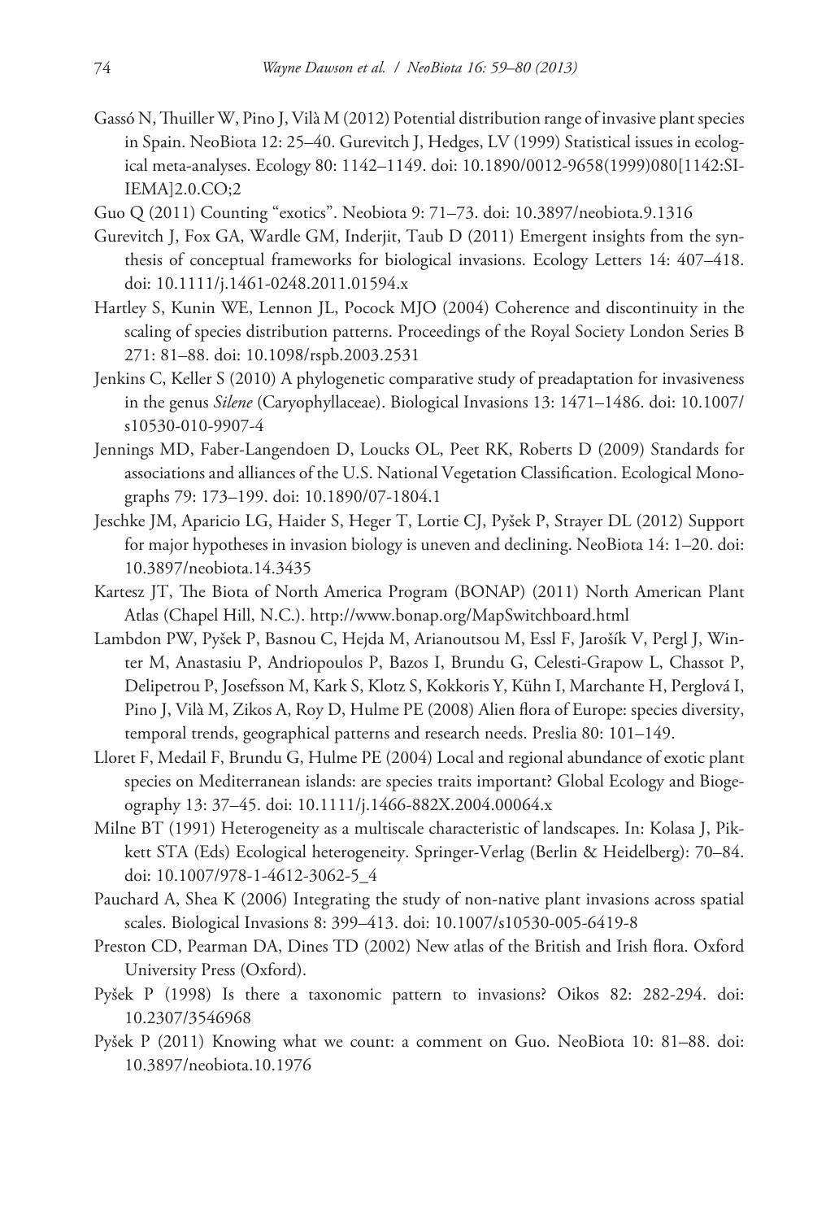Gassó N, Thuiller W, Pino J, Vilà M (2012) Potential distribution range of invasive plant species in Spain. NeoBiota 12: 25–40. Gurevitch J, Hedges, LV (1999) Statistical issues in ecological meta-analyses. Ecology 80: 1142–1149. doi: 10.1890/0012-9658(1999)080[1142:SIIEMA]2.0.CO;2

Guo Q (2011) Counting "exotics". Neobiota 9: 71–73. doi: 10.3897/neobiota.9.1316

Gurevitch J, Fox GA, Wardle GM, Inderjit, Taub D (2011) Emergent insights from the synthesis of conceptual frameworks for biological invasions. Ecology Letters 14: 407–418. doi: 10.1111/j.1461-0248.2011.01594.x

Hartley S, Kunin WE, Lennon JL, Pocock MJO (2004) Coherence and discontinuity in the scaling of species distribution patterns. Proceedings of the Royal Society London Series B 271: 81–88. doi: 10.1098/rspb.2003.2531

Jenkins C, Keller S (2010) A phylogenetic comparative study of preadaptation for invasiveness in the genus *Silene* (Caryophyllaceae). Biological Invasions 13: 1471–1486. doi: 10.1007/s10530-010-9907-4

Jennings MD, Faber-Langendoen D, Loucks OL, Peet RK, Roberts D (2009) Standards for associations and alliances of the U.S. National Vegetation Classification. Ecological Monographs 79: 173–199. doi: 10.1890/07-1804.1

Jeschke JM, Aparicio LG, Haider S, Heger T, Lortie CJ, Pyšek P, Strayer DL (2012) Support for major hypotheses in invasion biology is uneven and declining. NeoBiota 14: 1–20. doi: 10.3897/neobiota.14.3435

Kartesz JT, The Biota of North America Program (BONAP) (2011) North American Plant Atlas (Chapel Hill, N.C.). http://www.bonap.org/MapSwitchboard.html

Lambdon PW, Pyšek P, Basnou C, Hejda M, Arianoutsou M, Essl F, Jarošík V, Pergl J, Winter M, Anastasiu P, Andriopoulos P, Bazos I, Brundu G, Celesti-Grapow L, Chassot P, Delipetrou P, Josefsson M, Kark S, Klotz S, Kokkoris Y, Kühn I, Marchante H, Perglová I, Pino J, Vilà M, Zikos A, Roy D, Hulme PE (2008) Alien flora of Europe: species diversity, temporal trends, geographical patterns and research needs. Preslia 80: 101–149.

Lloret F, Medail F, Brundu G, Hulme PE (2004) Local and regional abundance of exotic plant species on Mediterranean islands: are species traits important? Global Ecology and Biogeography 13: 37–45. doi: 10.1111/j.1466-882X.2004.00064.x

Milne BT (1991) Heterogeneity as a multiscale characteristic of landscapes. In: Kolasa J, Pikkett STA (Eds) Ecological heterogeneity. Springer-Verlag (Berlin & Heidelberg): 70–84. doi: 10.1007/978-1-4612-3062-5_4

Pauchard A, Shea K (2006) Integrating the study of non-native plant invasions across spatial scales. Biological Invasions 8: 399–413. doi: 10.1007/s10530-005-6419-8

Preston CD, Pearman DA, Dines TD (2002) New atlas of the British and Irish flora. Oxford University Press (Oxford).

Pyšek P (1998) Is there a taxonomic pattern to invasions? Oikos 82: 282-294. doi: 10.2307/3546968

Pyšek P (2011) Knowing what we count: a comment on Guo. NeoBiota 10: 81–88. doi: 10.3897/neobiota.10.1976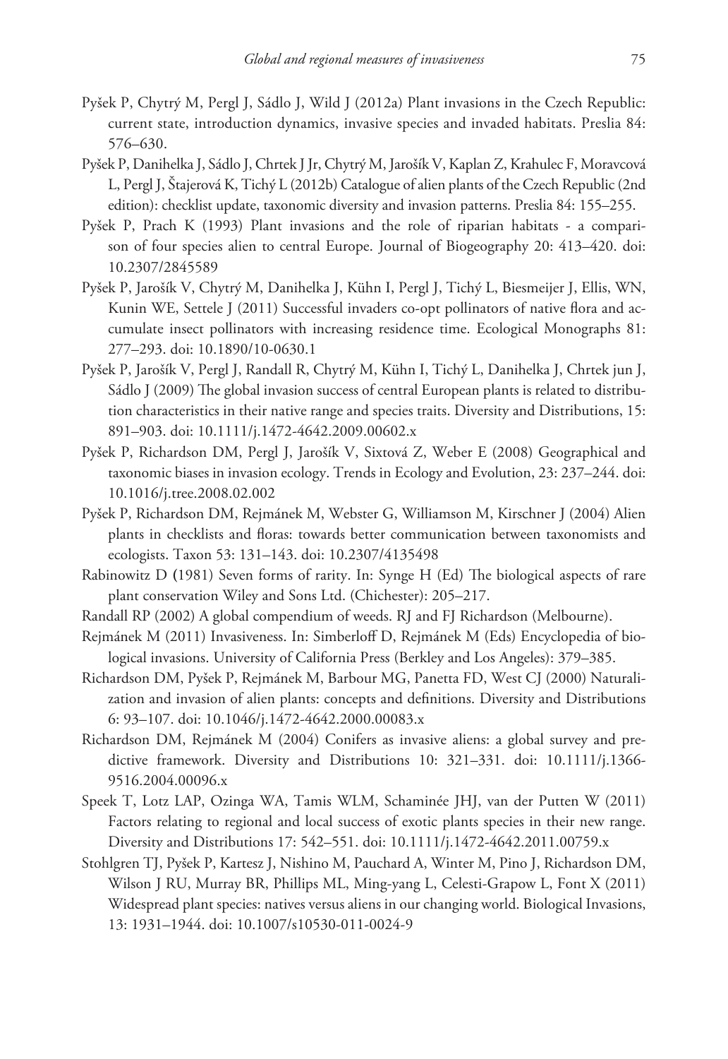Pyšek P, Chytrý M, Pergl J, Sádlo J, Wild J (2012a) Plant invasions in the Czech Republic: current state, introduction dynamics, invasive species and invaded habitats. Preslia 84: 576–630.

Pyšek P, Danihelka J, Sádlo J, Chrtek J Jr, Chytrý M, Jarošík V, Kaplan Z, Krahulec F, Moravcová L, Pergl J, Štajerová K, Tichý L (2012b) Catalogue of alien plants of the Czech Republic (2nd edition): checklist update, taxonomic diversity and invasion patterns. Preslia 84: 155–255.

Pyšek P, Prach K (1993) Plant invasions and the role of riparian habitats - a comparison of four species alien to central Europe. Journal of Biogeography 20: 413–420. doi: 10.2307/2845589

Pyšek P, Jarošík V, Chytrý M, Danihelka J, Kühn I, Pergl J, Tichý L, Biesmeijer J, Ellis, WN, Kunin WE, Settele J (2011) Successful invaders co-opt pollinators of native flora and accumulate insect pollinators with increasing residence time. Ecological Monographs 81: 277–293. doi: 10.1890/10-0630.1

Pyšek P, Jarošík V, Pergl J, Randall R, Chytrý M, Kühn I, Tichý L, Danihelka J, Chrtek jun J, Sádlo J (2009) The global invasion success of central European plants is related to distribution characteristics in their native range and species traits. Diversity and Distributions, 15: 891–903. doi: 10.1111/j.1472-4642.2009.00602.x

Pyšek P, Richardson DM, Pergl J, Jarošík V, Sixtová Z, Weber E (2008) Geographical and taxonomic biases in invasion ecology. Trends in Ecology and Evolution, 23: 237–244. doi: 10.1016/j.tree.2008.02.002

Pyšek P, Richardson DM, Rejmánek M, Webster G, Williamson M, Kirschner J (2004) Alien plants in checklists and floras: towards better communication between taxonomists and ecologists. Taxon 53: 131–143. doi: 10.2307/4135498

Rabinowitz D (1981) Seven forms of rarity. In: Synge H (Ed) The biological aspects of rare plant conservation Wiley and Sons Ltd. (Chichester): 205–217.

Randall RP (2002) A global compendium of weeds. RJ and FJ Richardson (Melbourne).

Rejmánek M (2011) Invasiveness. In: Simberloff D, Rejmánek M (Eds) Encyclopedia of biological invasions. University of California Press (Berkley and Los Angeles): 379–385.

Richardson DM, Pyšek P, Rejmánek M, Barbour MG, Panetta FD, West CJ (2000) Naturalization and invasion of alien plants: concepts and definitions. Diversity and Distributions 6: 93–107. doi: 10.1046/j.1472-4642.2000.00083.x

Richardson DM, Rejmánek M (2004) Conifers as invasive aliens: a global survey and predictive framework. Diversity and Distributions 10: 321–331. doi: 10.1111/j.1366-9516.2004.00096.x

Speek T, Lotz LAP, Ozinga WA, Tamis WLM, Schaminée JHJ, van der Putten W (2011) Factors relating to regional and local success of exotic plants species in their new range. Diversity and Distributions 17: 542–551. doi: 10.1111/j.1472-4642.2011.00759.x

Stohlgren TJ, Pyšek P, Kartesz J, Nishino M, Pauchard A, Winter M, Pino J, Richardson DM, Wilson J RU, Murray BR, Phillips ML, Ming-yang L, Celesti-Grapow L, Font X (2011) Widespread plant species: natives versus aliens in our changing world. Biological Invasions, 13: 1931–1944. doi: 10.1007/s10530-011-0024-9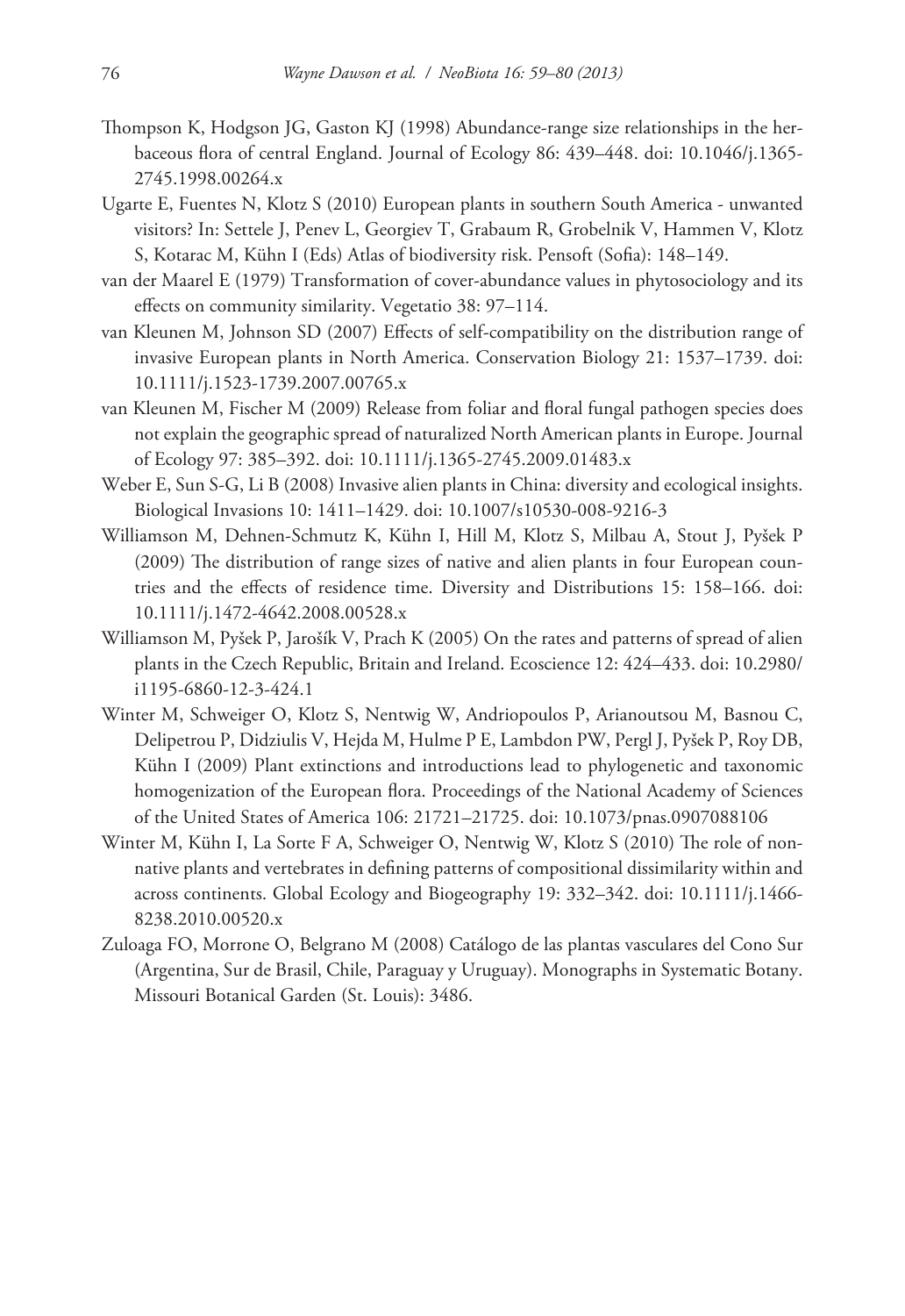Thompson K, Hodgson JG, Gaston KJ (1998) Abundance-range size relationships in the herbaceous flora of central England. Journal of Ecology 86: 439–448. doi: 10.1046/j.1365-2745.1998.00264.x

Ugarte E, Fuentes N, Klotz S (2010) European plants in southern South America - unwanted visitors? In: Settele J, Penev L, Georgiev T, Grabaum R, Grobelnik V, Hammen V, Klotz S, Kotarac M, Kühn I (Eds) Atlas of biodiversity risk. Pensoft (Sofia): 148–149.

van der Maarel E (1979) Transformation of cover-abundance values in phytosociology and its effects on community similarity. Vegetatio 38: 97–114.

van Kleunen M, Johnson SD (2007) Effects of self-compatibility on the distribution range of invasive European plants in North America. Conservation Biology 21: 1537–1739. doi: 10.1111/j.1523-1739.2007.00765.x

van Kleunen M, Fischer M (2009) Release from foliar and floral fungal pathogen species does not explain the geographic spread of naturalized North American plants in Europe. Journal of Ecology 97: 385–392. doi: 10.1111/j.1365-2745.2009.01483.x

Weber E, Sun S-G, Li B (2008) Invasive alien plants in China: diversity and ecological insights. Biological Invasions 10: 1411–1429. doi: 10.1007/s10530-008-9216-3

Williamson M, Dehnen-Schmutz K, Kühn I, Hill M, Klotz S, Milbau A, Stout J, Pyšek P (2009) The distribution of range sizes of native and alien plants in four European countries and the effects of residence time. Diversity and Distributions 15: 158–166. doi: 10.1111/j.1472-4642.2008.00528.x

Williamson M, Pyšek P, Jarošík V, Prach K (2005) On the rates and patterns of spread of alien plants in the Czech Republic, Britain and Ireland. Ecoscience 12: 424–433. doi: 10.2980/i1195-6860-12-3-424.1

Winter M, Schweiger O, Klotz S, Nentwig W, Andriopoulos P, Arianoutsou M, Basnou C, Delipetrou P, Didziulis V, Hejda M, Hulme P E, Lambdon PW, Pergl J, Pyšek P, Roy DB, Kühn I (2009) Plant extinctions and introductions lead to phylogenetic and taxonomic homogenization of the European flora. Proceedings of the National Academy of Sciences of the United States of America 106: 21721–21725. doi: 10.1073/pnas.0907088106

Winter M, Kühn I, La Sorte F A, Schweiger O, Nentwig W, Klotz S (2010) The role of non-native plants and vertebrates in defining patterns of compositional dissimilarity within and across continents. Global Ecology and Biogeography 19: 332–342. doi: 10.1111/j.1466-8238.2010.00520.x

Zuloaga FO, Morrone O, Belgrano M (2008) Catálogo de las plantas vasculares del Cono Sur (Argentina, Sur de Brasil, Chile, Paraguay y Uruguay). Monographs in Systematic Botany. Missouri Botanical Garden (St. Louis): 3486.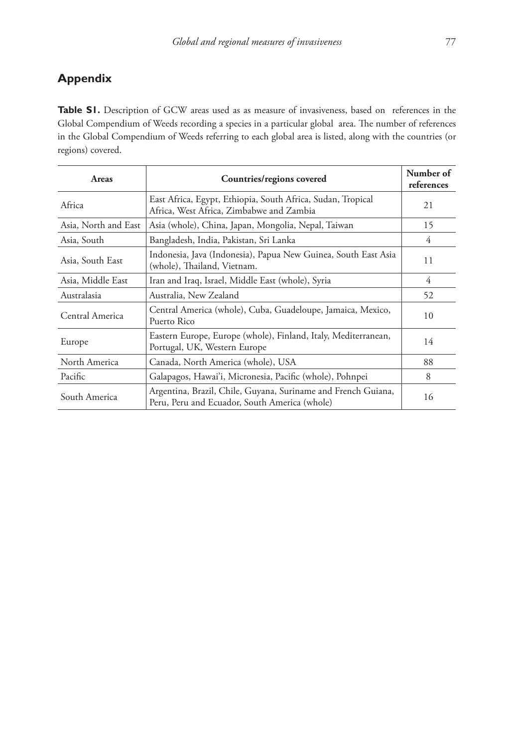## Appendix

**Table S1.** Description of GCW areas used as as measure of invasiveness, based on references in the Global Compendium of Weeds recording a species in a particular global area. The number of references in the Global Compendium of Weeds referring to each global area is listed, along with the countries (or regions) covered.

| Areas | Countries/regions covered | Number of references |
|---|---|---|
| Africa | East Africa, Egypt, Ethiopia, South Africa, Sudan, Tropical Africa, West Africa, Zimbabwe and Zambia | 21 |
| Asia, North and East | Asia (whole), China, Japan, Mongolia, Nepal, Taiwan | 15 |
| Asia, South | Bangladesh, India, Pakistan, Sri Lanka | 4 |
| Asia, South East | Indonesia, Java (Indonesia), Papua New Guinea, South East Asia (whole), Thailand, Vietnam. | 11 |
| Asia, Middle East | Iran and Iraq, Israel, Middle East (whole), Syria | 4 |
| Australasia | Australia, New Zealand | 52 |
| Central America | Central America (whole), Cuba, Guadeloupe, Jamaica, Mexico, Puerto Rico | 10 |
| Europe | Eastern Europe, Europe (whole), Finland, Italy, Mediterranean, Portugal, UK, Western Europe | 14 |
| North America | Canada, North America (whole), USA | 88 |
| Pacific | Galapagos, Hawai'i, Micronesia, Pacific (whole), Pohnpei | 8 |
| South America | Argentina, Brazil, Chile, Guyana, Suriname and French Guiana, Peru, Peru and Ecuador, South America (whole) | 16 |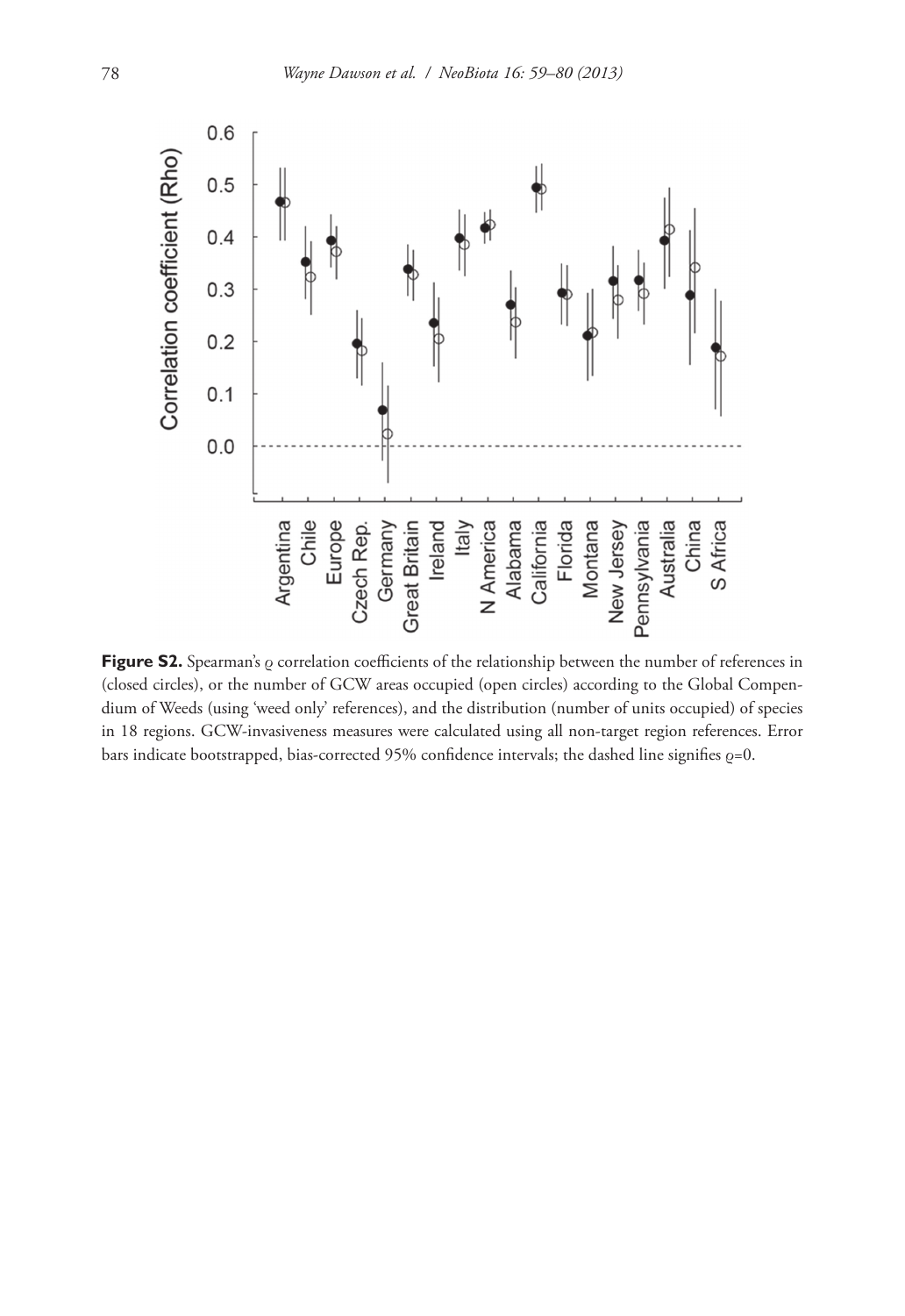**Figure S2.** Spearman's ϱ correlation coefficients of the relationship between the number of references in (closed circles), or the number of GCW areas occupied (open circles) according to the Global Compendium of Weeds (using 'weed only' references), and the distribution (number of units occupied) of species in 18 regions. GCW-invasiveness measures were calculated using all non-target region references. Error bars indicate bootstrapped, bias-corrected 95% confidence intervals; the dashed line signifies ϱ=0.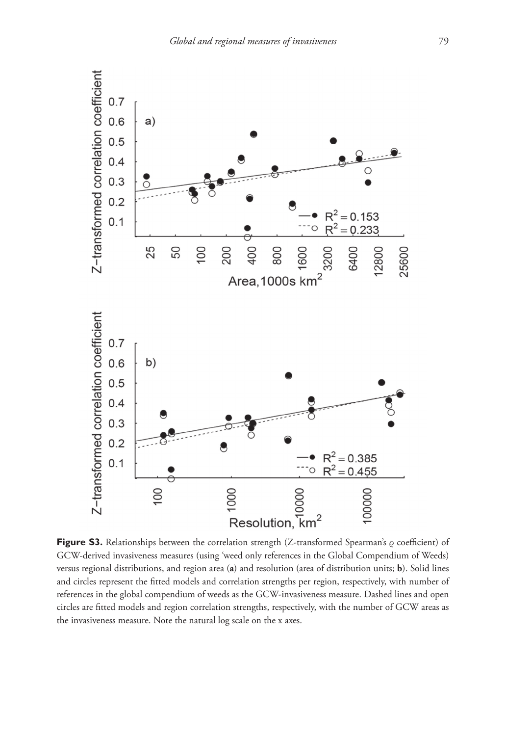**Figure S3.** Relationships between the correlation strength (Z-transformed Spearman's ρ coefficient) of GCW-derived invasiveness measures (using 'weed only references in the Global Compendium of Weeds) versus regional distributions, and region area (**a**) and resolution (area of distribution units; **b**). Solid lines and circles represent the fitted models and correlation strengths per region, respectively, with number of references in the global compendium of weeds as the GCW-invasiveness measure. Dashed lines and open circles are fitted models and region correlation strengths, respectively, with the number of GCW areas as the invasiveness measure. Note the natural log scale on the x axes.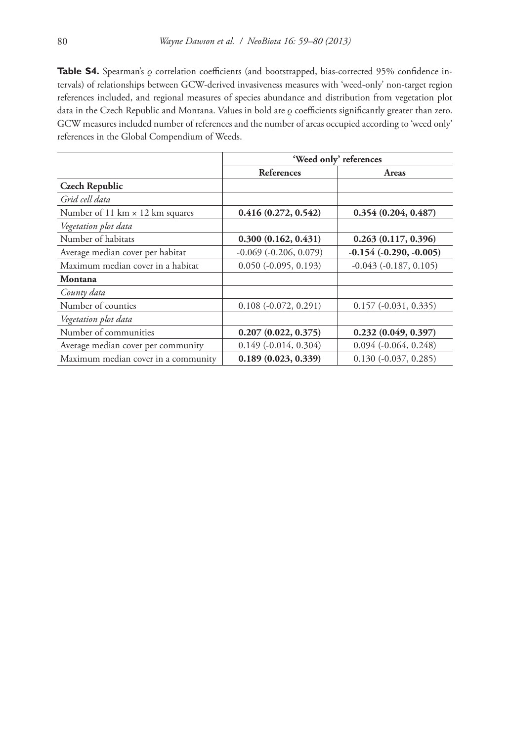**Table S4.** Spearman's $\varrho$ correlation coefficients (and bootstrapped, bias-corrected 95% confidence intervals) of relationships between GCW-derived invasiveness measures with 'weed-only' non-target region references included, and regional measures of species abundance and distribution from vegetation plot data in the Czech Republic and Montana. Values in bold are $\varrho$ coefficients significantly greater than zero. GCW measures included number of references and the number of areas occupied according to 'weed only' references in the Global Compendium of Weeds.

| | 'Weed only' references | |
|---|---|---|
| | **References** | **Areas** |
| **Czech Republic** | | |
| *Grid cell data* | | |
| Number of 11 km × 12 km squares | **0.416 (0.272, 0.542)** | **0.354 (0.204, 0.487)** |
| *Vegetation plot data* | | |
| Number of habitats | **0.300 (0.162, 0.431)** | **0.263 (0.117, 0.396)** |
| Average median cover per habitat | -0.069 (-0.206, 0.079) | **-0.154 (-0.290, -0.005)** |
| Maximum median cover in a habitat | 0.050 (-0.095, 0.193) | -0.043 (-0.187, 0.105) |
| **Montana** | | |
| *County data* | | |
| Number of counties | 0.108 (-0.072, 0.291) | 0.157 (-0.031, 0.335) |
| *Vegetation plot data* | | |
| Number of communities | **0.207 (0.022, 0.375)** | **0.232 (0.049, 0.397)** |
| Average median cover per community | 0.149 (-0.014, 0.304) | 0.094 (-0.064, 0.248) |
| Maximum median cover in a community | **0.189 (0.023, 0.339)** | 0.130 (-0.037, 0.285) |